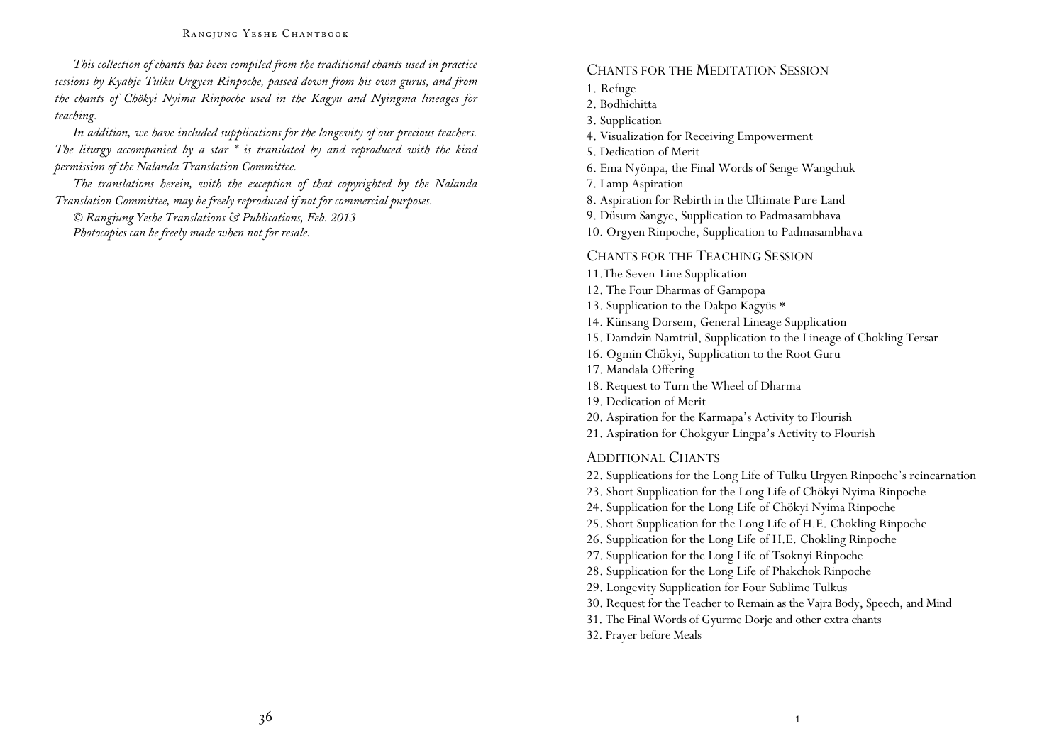*This collection of chants has been compiled from the traditional chants used in practice sessions by Kyabje Tulku Urgyen Rinpoche, passed down from his own gurus, and from the chants of Chökyi Nyima Rinpoche used in the Kagyu and Nyingma lineages for teaching.*

*In addition, we have included supplications for the longevity of our precious teachers. The liturgy accompanied by a star * is translated by and reproduced with the kind permission of the Nalanda Translation Committee.*

*The translations herein, with the exception of that copyrighted by the Nalanda Translation Committee, may be freely reproduced if not for commercial purposes.*

*© Rangjung Yeshe Translations & Publications, Feb. 2013*

*Photocopies can be freely made when not for resale.*

## Chants for the Meditation Session

1. Refuge
2. Bodhichitta
3. Supplication
4. Visualization for Receiving Empowerment
5. Dedication of Merit
6. Ema Nyönpa, the Final Words of Senge Wangchuk
7. Lamp Aspiration
8. Aspiration for Rebirth in the Ultimate Pure Land
9. Düsum Sangye, Supplication to Padmasambhava
10. Orgyen Rinpoche, Supplication to Padmasambhava

## Chants for the Teaching Session

11. The Seven-Line Supplication
12. The Four Dharmas of Gampopa
13. Supplication to the Dakpo Kagyüs *
14. Künsang Dorsem, General Lineage Supplication
15. Damdzin Namtrül, Supplication to the Lineage of Chokling Tersar
16. Ogmin Chökyi, Supplication to the Root Guru
17. Mandala Offering
18. Request to Turn the Wheel of Dharma
19. Dedication of Merit
20. Aspiration for the Karmapa's Activity to Flourish
21. Aspiration for Chokgyur Lingpa's Activity to Flourish

## Additional Chants

22. Supplications for the Long Life of Tulku Urgyen Rinpoche's reincarnation
23. Short Supplication for the Long Life of Chökyi Nyima Rinpoche
24. Supplication for the Long Life of Chökyi Nyima Rinpoche
25. Short Supplication for the Long Life of H.E. Chokling Rinpoche
26. Supplication for the Long Life of H.E. Chokling Rinpoche
27. Supplication for the Long Life of Tsoknyi Rinpoche
28. Supplication for the Long Life of Phakchok Rinpoche
29. Longevity Supplication for Four Sublime Tulkus
30. Request for the Teacher to Remain as the Vajra Body, Speech, and Mind
31. The Final Words of Gyurme Dorje and other extra chants
32. Prayer before Meals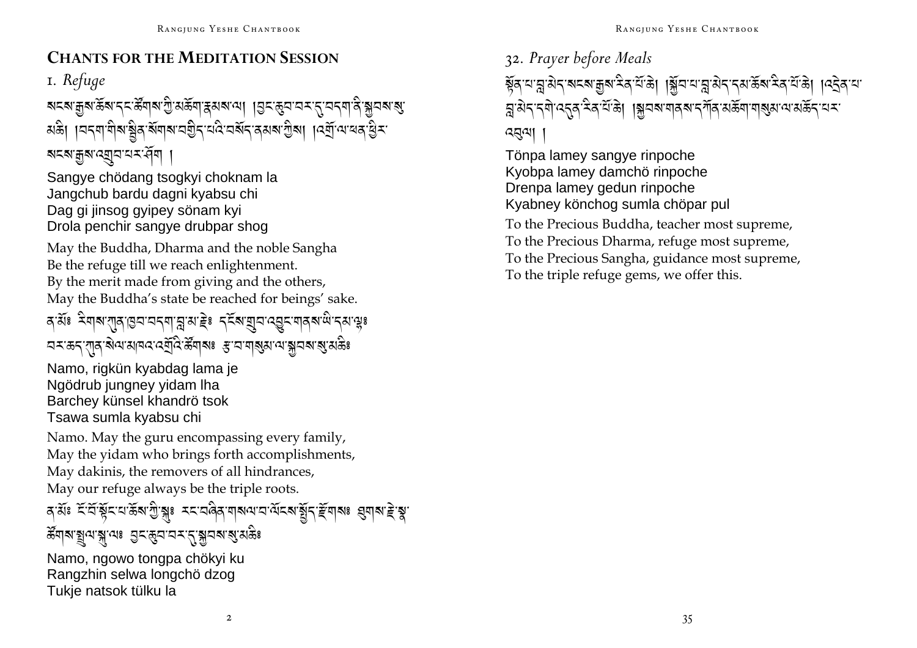## Chants for the Meditation Session

### 1. *Refuge*

སངས་རྒྱས་ཆོས་དང་ཚོགས་ཀྱི་མཆོག་རྣམས་ལ། །བྱང་ཆུབ་བར་དུ་བདག་ནི་སྐྱབས་སུ་མཆི། །བདག་གིས་སྦྱིན་སོགས་བགྱིད་པའི་བསོད་ནམས་ཀྱིས། །འགྲོ་ལ་ཕན་ཕྱིར་སངས་རྒྱས་འགྲུབ་པར་ཤོག །

Sangye chödang tsogkyi choknam la
Jangchub bardu dagni kyabsu chi
Dag gi jinsog gyipey sönam kyi
Drola penchir sangye drubpar shog

May the Buddha, Dharma and the noble Sangha
Be the refuge till we reach enlightenment.
By the merit made from giving and the others,
May the Buddha's state be reached for beings' sake.

ན་མོཿ རིགས་ཀུན་ཁྱབ་བདག་བླ་མ་རྗེཿ དངོས་གྲུབ་འབྱུང་གནས་ཡི་དམ་ལྷཿ བར་ཆད་ཀུན་སེལ་མཁའ་འགྲོའི་ཚོགསཿ རྩ་བ་གསུམ་ལ་སྐྱབས་སུ་མཆིཿ

Namo, rigkün kyabdag lama je
Ngödrub jungney yidam lha
Barchey künsel khandrö tsok
Tsawa sumla kyabsu chi

Namo. May the guru encompassing every family,
May the yidam who brings forth accomplishments,
May dakinis, the removers of all hindrances,
May our refuge always be the triple roots.

ན་མོཿ ངོ་བོ་སྟོང་པ་ཆོས་ཀྱི་སྐུཿ རང་བཞིན་གསལ་བ་ལོངས་སྤྱོད་རྫོགསཿ ཐུགས་རྗེ་སྣ་ཚོགས་སྤྲུལ་སྐུ་ལཿ བྱང་ཆུབ་བར་དུ་སྐྱབས་སུ་མཆིཿ

Namo, ngowo tongpa chökyi ku
Rangzhin selwa longchö dzog
Tukje natsok tülku la

### 32. *Prayer before Meals*

སྟོན་པ་བླ་མེད་སངས་རྒྱས་རིན་པོ་ཆེ། །སྐྱོབ་པ་བླ་མེད་དམ་ཆོས་རིན་པོ་ཆེ། །འདྲེན་པ་བླ་མེད་དགེ་འདུན་རིན་པོ་ཆེ། །སྐྱབས་གནས་དཀོན་མཆོག་གསུམ་ལ་མཆོད་པར་འབུལ། །

Tönpa lamey sangye rinpoche
Kyobpa lamey damchö rinpoche
Drenpa lamey gedun rinpoche
Kyabney könchog sumla chöpar pul

To the Precious Buddha, teacher most supreme,
To the Precious Dharma, refuge most supreme,
To the Precious Sangha, guidance most supreme,
To the triple refuge gems, we offer this.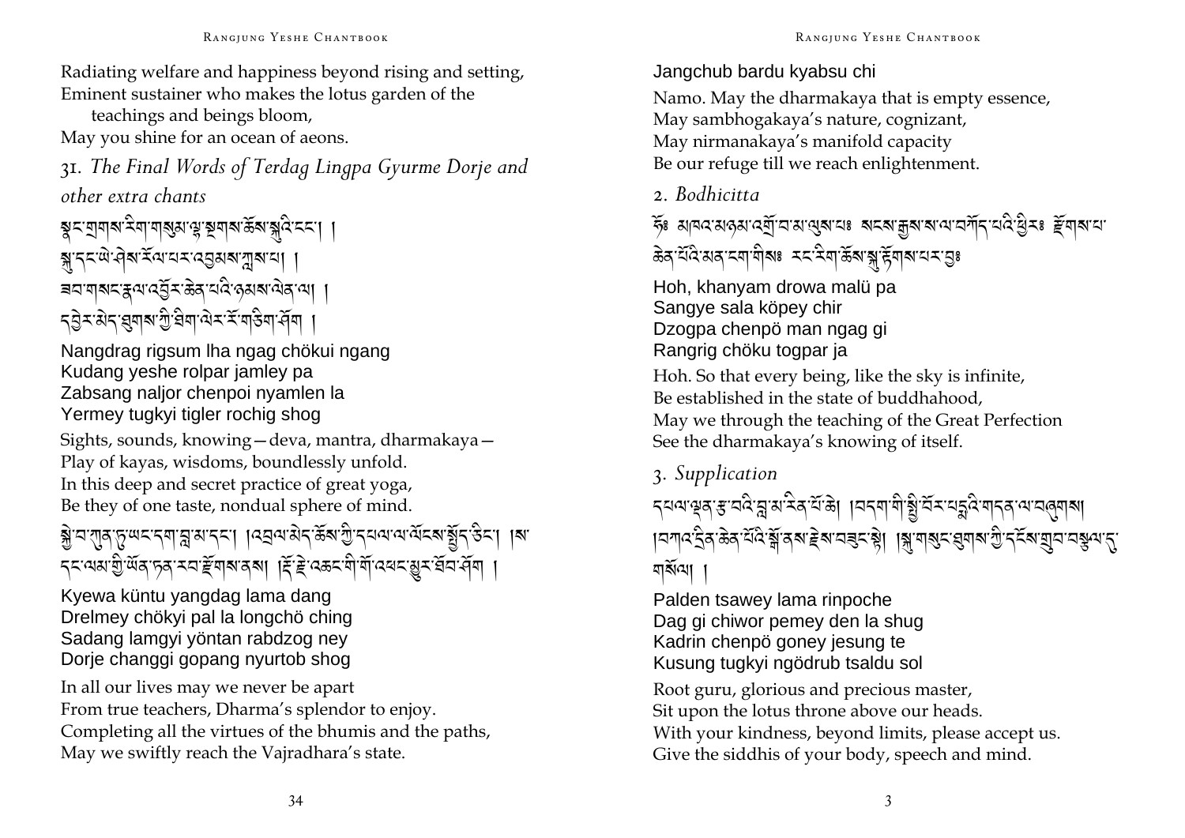Radiating welfare and happiness beyond rising and setting,
Eminent sustainer who makes the lotus garden of the
teachings and beings bloom,
May you shine for an ocean of aeons.

## 31. *The Final Words of Terdag Lingpa Gyurme Dorje and other extra chants*

སྣང་གྲགས་རིག་གསུམ་ལྷ་སྔགས་ཆོས་སྐུའི་ངང་། །
སྐུ་དང་ཡེ་ཤེས་རོལ་པར་འབྱམས་ཀླས་པ། །
ཟབ་གསང་རྣལ་འབྱོར་ཆེན་པོའི་ཉམས་ལེན་ལ། །
དབྱེར་མེད་ཐུགས་ཀྱི་ཐིག་ལེར་རོ་གཅིག་ཤོག །

Nangdrag rigsum lha ngag chökui ngang
Kudang yeshe rolpar jamley pa
Zabsang naljor chenpoi nyamlen la
Yermey tugkyi tigler rochig shog

Sights, sounds, knowing—deva, mantra, dharmakaya—
Play of kayas, wisdoms, boundlessly unfold.
In this deep and secret practice of great yoga,
Be they of one taste, nondual sphere of mind.

སྐྱེ་བ་ཀུན་ཏུ་ཡང་དག་བླ་མ་དང་། །འབྲལ་མེད་ཆོས་ཀྱི་དཔལ་ལ་ལོངས་སྤྱོད་ཅིང་། །ས་དང་ལམ་གྱི་ཡོན་ཏན་རབ་རྫོགས་ནས། །རྡོ་རྗེ་འཆང་གི་གོ་འཕང་མྱུར་ཐོབ་ཤོག །

Kyewa küntu yangdag lama dang
Drelmey chökyi pal la longchö ching
Sadang lamgyi yöntan rabdzog ney
Dorje changgi gopang nyurtob shog

In all our lives may we never be apart
From true teachers, Dharma's splendor to enjoy.
Completing all the virtues of the bhumis and the paths,
May we swiftly reach the Vajradhara's state.

Jangchub bardu kyabsu chi

Namo. May the dharmakaya that is empty essence,
May sambhogakaya's nature, cognizant,
May nirmanakaya's manifold capacity
Be our refuge till we reach enlightenment.

## 2. *Bodhicitta*

ཧོཿ མཁའ་མཉམ་འགྲོ་བ་མ་ལུས་པཿ སངས་རྒྱས་ས་ལ་བཀོད་པའི་ཕྱིརཿ རྫོགས་པ་ཆེན་པོའི་མན་ངག་གིསཿ རང་རིག་ཆོས་སྐུ་རྟོགས་པར་བྱཿ

Hoh, khanyam drowa malü pa
Sangye sala köpey chir
Dzogpa chenpö man ngag gi
Rangrig chöku togpar ja

Hoh. So that every being, like the sky is infinite,
Be established in the state of buddhahood,
May we through the teaching of the Great Perfection
See the dharmakaya's knowing of itself.

## 3. *Supplication*

དཔལ་ལྡན་རྩ་བའི་བླ་མ་རིན་པོ་ཆེ། །བདག་གི་སྤྱི་བོར་པདྨའི་གདན་ལ་བཞུགས། །བཀའ་དྲིན་ཆེན་པོའི་སྒོ་ནས་རྗེས་བཟུང་སྟེ། །སྐུ་གསུང་ཐུགས་ཀྱི་དངོས་གྲུབ་བསྩལ་དུ་གསོལ། །

Palden tsawey lama rinpoche
Dag gi chiwor pemey den la shug
Kadrin chenpö goney jesung te
Kusung tugkyi ngödrub tsaldu sol

Root guru, glorious and precious master,
Sit upon the lotus throne above our heads.
With your kindness, beyond limits, please accept us.
Give the siddhis of your body, speech and mind.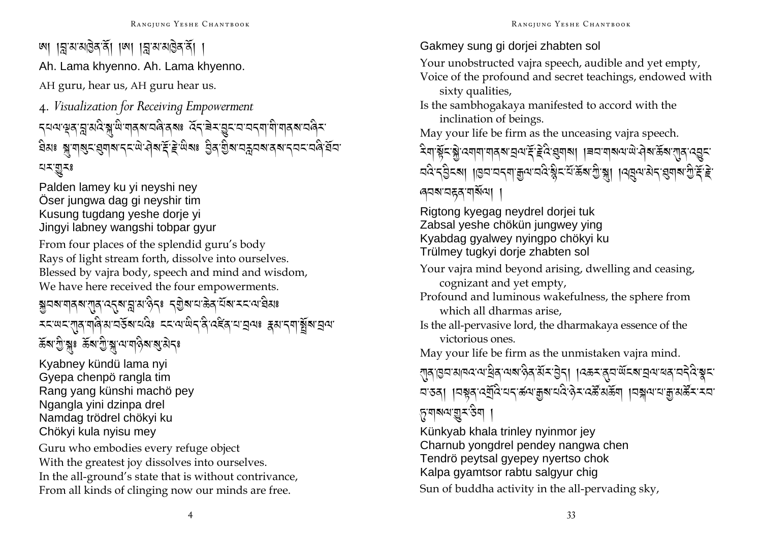ཨཱཿ །བླ་མ་མཁྱེན་ནོ། །ཨཱཿ །བླ་མ་མཁྱེན་ནོ། །

Ah. Lama khyenno. Ah. Lama khyenno.

AH guru, hear us, AH guru hear us.

## 4. *Visualization for Receiving Empowerment*

དཔལ་ལྡན་བླ་མའི་སྐུ་ཡི་གནས་བཞི་ནས༔ འོད་ཟེར་བྱུང་བ་བདག་གི་གནས་བཞིར་ཐིམ༔ སྐུ་གསུང་ཐུགས་དང་ཡེ་ཤེས་རྡོ་རྗེ་ཡིས༔ བྱིན་གྱིས་བརླབས་ནས་དབང་བཞི་ཐོབ་པར་གྱུར༔

Palden lamey ku yi neyshi ney
Öser jungwa dag gi neyshir tim
Kusung tugdang yeshe dorje yi
Jingyi labney wangshi tobpar gyur

From four places of the splendid guru's body
Rays of light stream forth, dissolve into ourselves.
Blessed by vajra body, speech and mind and wisdom,
We have here received the four empowerments.

སྐྱབས་གནས་ཀུན་འདུས་བླ་མ་ཉིད༔ དགྱེས་པ་ཆེན་པོས་རང་ལ་ཐིམ༔ རང་ཡང་ཀུན་གཞི་མ་བཅོས་པའི༔ ངང་ལ་ཡིད་ནི་འཛིན་པ་བྲལ༔ རྣམ་དག་སྤྲོས་བྲལ་ཆོས་ཀྱི་སྐུ༔ ཆོས་ཀྱི་སྐུ་ལ་གཉིས་སུ་མེད༔

Kyabney kündü lama nyi
Gyepa chenpö rangla tim
Rang yang künshi machö pey
Ngangla yini dzinpa drel
Namdag trödrel chökyi ku
Chökyi kula nyisu mey

Guru who embodies every refuge object
With the greatest joy dissolves into ourselves.
In the all-ground's state that is without contrivance,
From all kinds of clinging now our minds are free.

Gakmey sung gi dorjei zhabten sol

Your unobstructed vajra speech, audible and yet empty,
Voice of the profound and secret teachings, endowed with sixty qualities,
Is the sambhogakaya manifested to accord with the inclination of beings.
May your life be firm as the unceasing vajra speech.

རིག་སྟོང་སྐྱེ་འགག་གནས་བྲལ་རྡོ་རྗེའི་ཐུགས། །ཟབ་གསལ་ཡེ་ཤེས་ཆོས་ཀུན་འབྱུང་བའི་དབྱིངས། །ཁྱབ་བདག་རྒྱལ་བའི་སྙིང་པོ་ཆོས་ཀྱི་སྐུ། །འཁྲུལ་མེད་ཐུགས་ཀྱི་རྡོ་རྗེ་ཞབས་བརྟན་གསོལ། །

Rigtong kyegag neydrel dorjei tuk
Zabsal yeshe chökün jungwey ying
Kyabdag gyalwey nyingpo chökyi ku
Trülmey tugkyi dorje zhabten sol

Your vajra mind beyond arising, dwelling and ceasing, cognizant and yet empty,
Profound and luminous wakefulness, the sphere from which all dharmas arise,
Is the all-pervasive lord, the dharmakaya essence of the victorious ones.
May your life be firm as the unmistaken vajra mind.

ཀུན་ཁྱབ་མཁའ་ལ་ཕྲིན་ལས་ཉིན་མོར་བྱེད། །འཆར་ནུབ་ཡོངས་བྲལ་ཕན་བདེའི་སྣང་བ་ཅན། །བསྟན་འགྲོའི་དཔལ་ཚལ་རྒྱས་པའི་ཉེར་འཚོ་མཆོག །བསྐལ་པ་རྒྱ་མཚོར་རབ་ཏུ་གསལ་གྱུར་ཅིག །

Künkyab khala trinley nyinmor jey
Charnub yongdrel pendey nangwa chen
Tendrö peytsal gyepey nyertso chok
Kalpa gyamtsor rabtu salgyur chig

Sun of buddha activity in the all-pervading sky,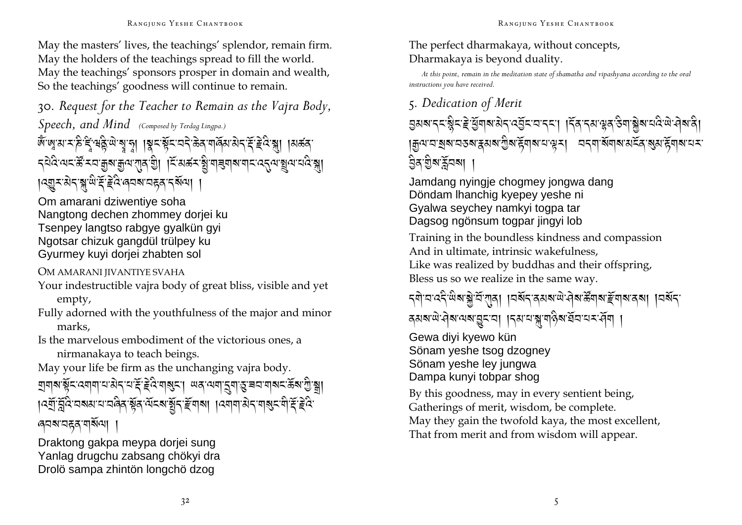May the masters' lives, the teachings' splendor, remain firm.
May the holders of the teachings spread to fill the world.
May the teachings' sponsors prosper in domain and wealth,
So the teachings' goodness will continue to remain.

## 30. *Request for the Teacher to Remain as the Vajra Body, Speech, and Mind* *(Composed by Terdag Lingpa.)*

ཨོཾ་ཨ་མ་ར་ཎི་ཛཱི་ཝནྟི་ཡེ་སྭཱ་ཧཱ། །སྣང་སྟོང་བདེ་ཆེན་གཞོམ་མེད་རྡོ་རྗེའི་སྐུ། །མཚན་དཔེའི་ལང་ཚོ་རབ་རྒྱས་རྒྱལ་ཀུན་གྱི། །ངོ་མཚར་སྒྱུ་གཟུགས་གང་འདུལ་སྤྲུལ་པའི་སྐུ། །འགྱུར་མེད་སྐུ་ཡི་རྡོ་རྗེའི་ཞབས་བརྟན་དགོས། །

Om amarani dziwentiye soha
Nangtong dechen zhommey dorjei ku
Tsenpey langtso rabgye gyalkün gyi
Ngotsar chizuk gangdül trülpey ku
Gyurmey kuyi dorjei zhabten sol

OM AMARANI JIVANTIYE SVAHA
Your indestructible vajra body of great bliss, visible and yet empty,
Fully adorned with the youthfulness of the major and minor marks,
Is the marvelous embodiment of the victorious ones, a nirmanakaya to teach beings.
May your life be firm as the unchanging vajra body.

གྲགས་སྟོང་འགག་པ་མེད་པ་རྡོ་རྗེའི་གསུང་། ཡན་ལག་དྲུག་ཅུ་ཟབ་གསང་ཆོས་ཀྱི་སྒྲ། །འགྲོ་བློའི་བསམ་པ་བཞིན་སྟོན་ལོངས་སྤྱོད་རྫོགས། །འགག་མེད་གསུང་གི་རྡོ་རྗེའི་ཞབས་བརྟན་གསོལ། །

Draktong gakpa meypa dorjei sung
Yanlag drugchu zabsang chökyi dra
Drolö sampa zhintön longchö dzog

The perfect dharmakaya, without concepts,
Dharmakaya is beyond duality.

*At this point, remain in the meditation state of shamatha and vipashyana according to the oral instructions you have received.*

## 5. *Dedication of Merit*

བྱམས་དང་སྙིང་རྗེ་ཕྱོགས་མེད་འབྱོང་བ་དང་། །དོན་དམ་ལྷན་ཅིག་སྐྱེས་པའི་ཡེ་ཤེས་ནི། །རྒྱལ་བ་སྲས་བཅས་རྣམས་ཀྱིས་རྟོགས་པ་ལྟར། བདག་སོགས་མངོན་སུམ་རྟོགས་པར་བྱིན་གྱིས་རློབས། །

Jamdang nyingje chogmey jongwa dang
Döndam lhanchig kyepey yeshe ni
Gyalwa seychey namkyi togpa tar
Dagsog ngönsum togpar jingyi lob

Training in the boundless kindness and compassion
And in ultimate, intrinsic wakefulness,
Like was realized by buddhas and their offspring,
Bless us so we realize in the same way.

དགེ་བ་འདི་ཡིས་སྐྱེ་བོ་ཀུན། །བསོད་ནམས་ཡེ་ཤེས་ཚོགས་རྫོགས་ནས། །བསོད་ནམས་ཡེ་ཤེས་ལས་བྱུང་བ། །དམ་པ་སྐུ་གཉིས་ཐོབ་པར་ཤོག །

Gewa diyi kyewo kün
Sönam yeshe tsog dzogney
Sönam yeshe ley jungwa
Dampa kunyi tobpar shog

By this goodness, may in every sentient being,
Gatherings of merit, wisdom, be complete.
May they gain the twofold kaya, the most excellent,
That from merit and from wisdom will appear.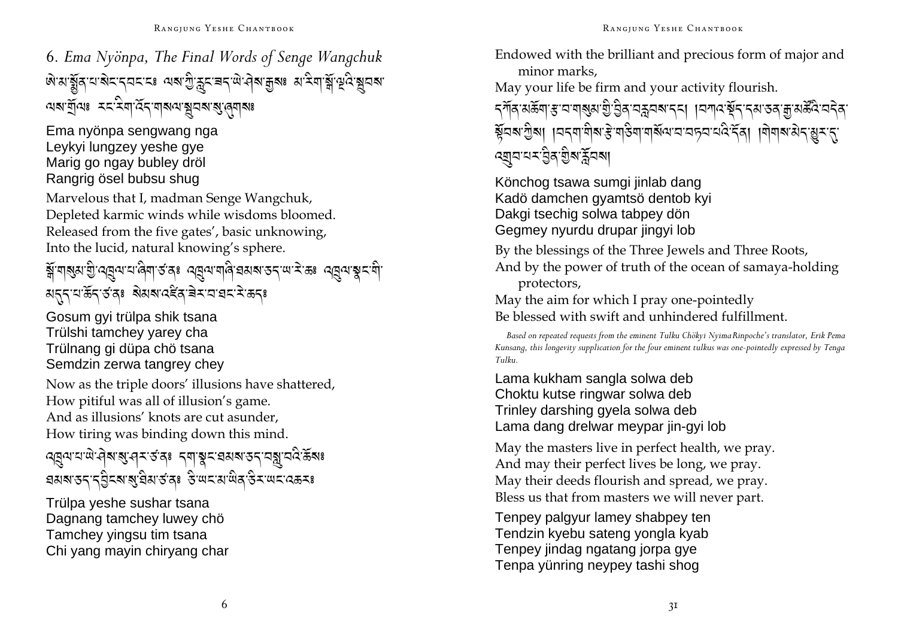## 6. *Ema Nyönpa, The Final Words of Senge Wangchuk*

ཨེ་མ་སྨྱོན་པ་སེང་དབང་ངཿ ལས་ཀྱི་རླུང་ཟད་ཡེ་ཤེས་རྒྱསཿ མ་རིག་སྒོ་ལྔའི་སྦུབས་ལས་གྲོལཿ རང་རིག་འོད་གསལ་སྦུབས་སུ་ཞུགསཿ

Ema nyönpa sengwang nga
Leykyi lungzey yeshe gye
Marig go ngay bubley dröl
Rangrig ösel bubsu shug

Marvelous that I, madman Senge Wangchuk,
Depleted karmic winds while wisdoms bloomed.
Released from the five gates', basic unknowing,
Into the lucid, natural knowing's sphere.

སྒོ་གསུམ་གྱི་འཁྲུལ་པ་ཞིག་ཙ་ནཿ འཁྲུལ་གཞི་ཐམས་ཅད་ཡ་རེ་ཆཿ འཁྲུལ་སྣང་གི་མདུད་པ་ཆོད་ཙ་ནཿ སེམས་འཛིན་ཟེར་བ་ཐང་རེ་ཆདཿ

Gosum gyi trülpa shik tsana
Trülshi tamchey yarey cha
Trülnang gi düpa chö tsana
Semdzin zerwa tangrey chey

Now as the triple doors' illusions have shattered,
How pitiful was all of illusion's game.
And as illusions' knots are cut asunder,
How tiring was binding down this mind.

འཁྲུལ་པ་ཡེ་ཤེས་སུ་ཤར་ཙ་ནཿ དག་སྣང་ཐམས་ཅད་བསླུ་བའི་ཆོསཿ ཐམས་ཅད་དབྱིངས་སུ་ཐིམ་ཙ་ནཿ ཅི་ཡང་མ་ཡིན་ཅིར་ཡང་འཆརཿ

Trülpa yeshe sushar tsana
Dagnang tamchey luwey chö
Tamchey yingsu tim tsana
Chi yang mayin chiryang char

Endowed with the brilliant and precious form of major and minor marks,
May your life be firm and your activity flourish.

དཀོན་མཆོག་རྩ་བ་གསུམ་གྱི་བྱིན་བརླབས་དང་། །བཀའ་སྡོད་དམ་ཅན་རྒྱ་མཚོའི་བདེན་སྟོབས་ཀྱིས། །བདག་གིས་རྩེ་གཅིག་གསོལ་བ་བཏབ་པའི་དོན། །གེགས་མེད་མྱུར་དུ་འགྲུབ་པར་བྱིན་གྱིས་རློབས།

Könchog tsawa sumgi jinlab dang
Kadö damchen gyamtsö dentob kyi
Dakgi tsechig solwa tabpey dön
Gegmey nyurdu drupar jingyi lob

By the blessings of the Three Jewels and Three Roots,
And by the power of truth of the ocean of samaya-holding protectors,
May the aim for which I pray one-pointedly
Be blessed with swift and unhindered fulfillment.

*Based on repeated requests from the eminent Tulku Chökyi Nyima Rinpoche's translator, Erik Pema Kunsang, this longevity supplication for the four eminent tulkus was one-pointedly expressed by Tenga Tulku.*

Lama kukham sangla solwa deb
Choktu kutse ringwar solwa deb
Trinley darshing gyela solwa deb
Lama dang drelwar meypar jin-gyi lob

May the masters live in perfect health, we pray.
And may their perfect lives be long, we pray.
May their deeds flourish and spread, we pray.
Bless us that from masters we will never part.

Tenpey palgyur lamey shabpey ten
Tendzin kyebu sateng yongla kyab
Tenpey jindag ngatang jorpa gye
Tenpa yünring neypey tashi shog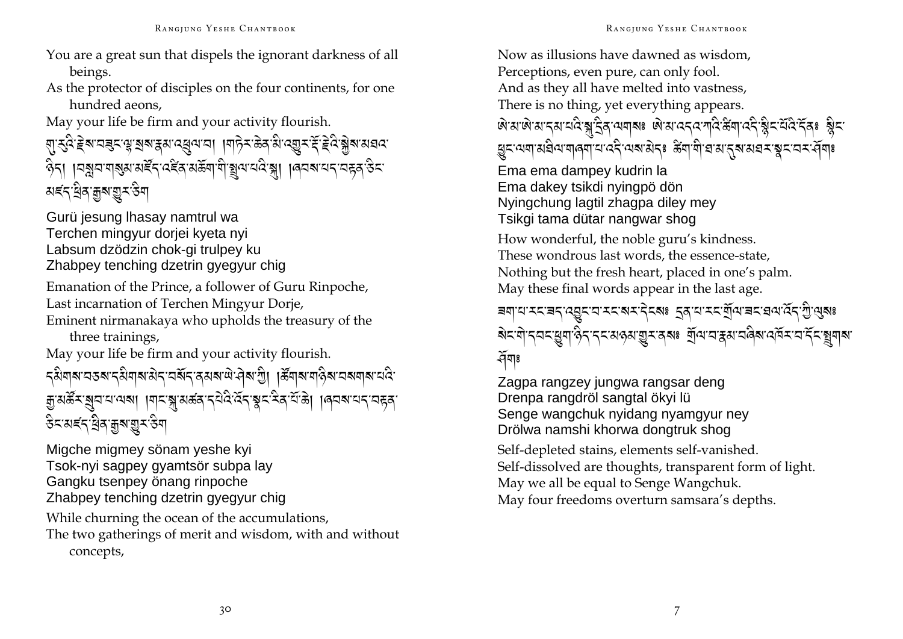You are a great sun that dispels the ignorant darkness of all beings.
As the protector of disciples on the four continents, for one hundred aeons,
May your life be firm and your activity flourish.

གུ་རུའི་རྗེས་བཙུན་ལྷ་སྲས་རྣམ་འཕྲུལ་བ། །གཏེར་ཆེན་མི་འགྱུར་རྡོ་རྗེའི་སྐྱེས་མཐའ་ཉིད། །བསླབ་གསུམ་མཛོད་འཛིན་མཆོག་གི་སྤྲུལ་པའི་སྐུ། །ཞབས་པད་བརྟན་ཅིང་མཛད་ཕྲིན་རྒྱས་གྱུར་ཅིག

Gurü jesung lhasay namtrul wa
Terchen mingyur dorjei kyeta nyi
Labsum dzödzin chok-gi trulpey ku
Zhabpey tenching dzetrin gyegyur chig

Emanation of the Prince, a follower of Guru Rinpoche,
Last incarnation of Terchen Mingyur Dorje,
Eminent nirmanakaya who upholds the treasury of the three trainings,
May your life be firm and your activity flourish.

དམིགས་བཅས་དམིགས་མེད་བསོད་ནམས་ཡེ་ཤེས་ཀྱི། །ཚོགས་གཉིས་བསགས་པའི་རྒྱ་མཚོར་སུབ་པ་ལས། །གངས་སྐུ་མཚན་དཔེའི་འོད་སྣང་རིན་པོ་ཆེ། །ཞབས་པད་བརྟན་ཅིང་མཛད་ཕྲིན་རྒྱས་གྱུར་ཅིག

Migche migmey sönam yeshe kyi
Tsok-nyi sagpey gyamtsör subpa lay
Gangku tsenpey önang rinpoche
Zhabpey tenching dzetrin gyegyur chig

While churning the ocean of the accumulations,
The two gatherings of merit and wisdom, with and without concepts,

Now as illusions have dawned as wisdom,
Perceptions, even pure, can only fool.
And as they all have melted into vastness,
There is no thing, yet everything appears.

ཨེ་མ་ཨེ་མ་དམ་པའི་སྐུ་དྲིན་ལགས༔ ཨེ་མ་འདའ་ཀའི་ཚིག་འདི་སྙིང་པོའི་དོན༔ སྙིང་ཁྲུང་ལག་མཐིལ་གཞག་པ་འདི་ལས་མེད༔ ཚིག་གི་ཐ་མ་དུས་མཐར་སྣང་བར་ཤོག༔

Ema ema dampey kudrin la
Ema dakey tsikdi nyingpö dön
Nyingchung lagtil zhagpa diley mey
Tsikgi tama dütar nangwar shog

How wonderful, the noble guru's kindness.
These wondrous last words, the essence-state,
Nothing but the fresh heart, placed in one's palm.
May these final words appear in the last age.

ཟག་པ་རང་ཟད་འབྱུང་བ་རང་སར་དེངས༔ དྲན་པ་རང་གྲོལ་ཟང་ཐལ་འོད་ཀྱི་ལུས༔ སེང་གེ་དབང་ཕྱུག་ཉིད་དང་མཉམ་གྱུར་ནས༔ གྲོལ་བ་རྣམ་བཞིས་འཁོར་བ་དོང་སྤྲུགས་ཤོག༔

Zagpa rangzey jungwa rangsar deng
Drenpa rangdröl sangtal ökyi lü
Senge wangchuk nyidang nyamgyur ney
Drölwa namshi khorwa dongtruk shog

Self-depleted stains, elements self-vanished.
Self-dissolved are thoughts, transparent form of light.
May we all be equal to Senge Wangchuk.
May four freedoms overturn samsara's depths.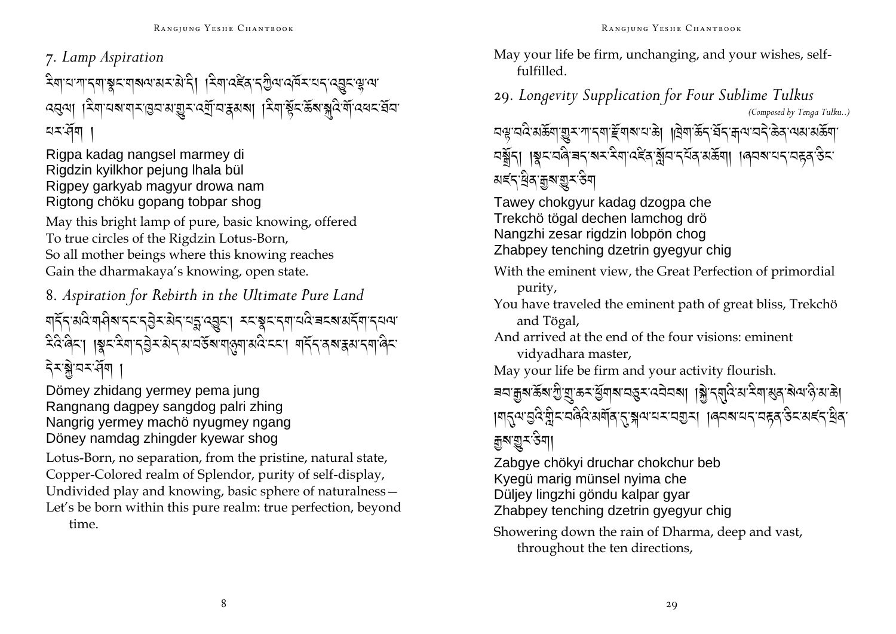## 7. *Lamp Aspiration*

རིག་པ་ཀ་དག་སྣང་གསལ་མར་མེ་དི། །རིག་འཛིན་དཀྱིལ་འཁོར་པད་འབྱུང་ལྷ་ལ་འབུལ། །རིག་པས་གར་ཁྱབ་མ་གྱུར་འགྲོ་བ་རྣམས། །རིག་སྟོང་ཆོས་སྐུའི་གོ་འཕང་ཐོབ་པར་ཤོག །

Rigpa kadag nangsel marmey di
Rigdzin kyilkhor pejung lhala bül
Rigpey garkyab magyur drowa nam
Rigtong chöku gopang tobpar shog

May this bright lamp of pure, basic knowing, offered
To true circles of the Rigdzin Lotus-Born,
So all mother beings where this knowing reaches
Gain the dharmakaya's knowing, open state.

## 8. *Aspiration for Rebirth in the Ultimate Pure Land*

གདོད་མའི་གཞིས་དང་དབྱེར་མེད་པདྨ་འབྱུང་། རང་སྣང་དག་པའི་ཟངས་མདོག་དཔལ་རིའི་ཞིང་། །སྣང་རིག་དབྱེར་མེད་མ་བཅོས་གཉུག་མའི་ངང་། གདོད་ནས་རྣམ་དག་ཞིང་དེར་སྐྱེ་བར་ཤོག །

Dömey zhidang yermey pema jung
Rangnang dagpey sangdog palri zhing
Nangrig yermey machö nyugmey ngang
Döney namdag zhingder kyewar shog

Lotus-Born, no separation, from the pristine, natural state,
Copper-Colored realm of Splendor, purity of self-display,
Undivided play and knowing, basic sphere of naturalness—
Let's be born within this pure realm: true perfection, beyond time.

May your life be firm, unchanging, and your wishes, self-fulfilled.

## 29. *Longevity Supplication for Four Sublime Tulkus*

*(Composed by Tenga Tulku..)*

བལྟ་བའི་མཆོག་གྱུར་ཀ་དག་རྫོགས་པ་ཆེ། །ཁྲེག་ཆོད་ཐོད་རྒལ་བདེ་ཆེན་ལམ་མཆོག་བགྲོད། །སྣང་བཞི་ཟད་སར་རིག་འཛིན་སློབ་དཔོན་མཆོག །ཞབས་པད་བརྟན་ཅིང་མཛད་ཕྲིན་རྒྱས་གྱུར་ཅིག

Tawey chokgyur kadag dzogpa che
Trekchö tögal dechen lamchog drö
Nangzhi zesar rigdzin lobpön chog
Zhabpey tenching dzetrin gyegyur chig

With the eminent view, the Great Perfection of primordial purity,
You have traveled the eminent path of great bliss, Trekchö and Tögal,
And arrived at the end of the four visions: eminent vidyadhara master,
May your life be firm and your activity flourish.

ཟབ་རྒྱས་ཆོས་ཀྱི་གྲུ་ཆར་ཕྱོགས་བཅུར་འབེབས། །སྐྱེ་དགུའི་མ་རིག་མུན་སེལ་ཉི་མ་ཆེ། །གདུལ་བྱའི་གླིང་བཞིའི་མགོན་དུ་སྐལ་པར་བགྱུར། །ཞབས་པད་བརྟན་ཅིང་མཛད་ཕྲིན་རྒྱས་གྱུར་ཅིག།

Zabgye chökyi druchar chokchur beb
Kyegü marig münsel nyima che
Düljey lingzhi göndu kalpar gyar
Zhabpey tenching dzetrin gyegyur chig

Showering down the rain of Dharma, deep and vast, throughout the ten directions,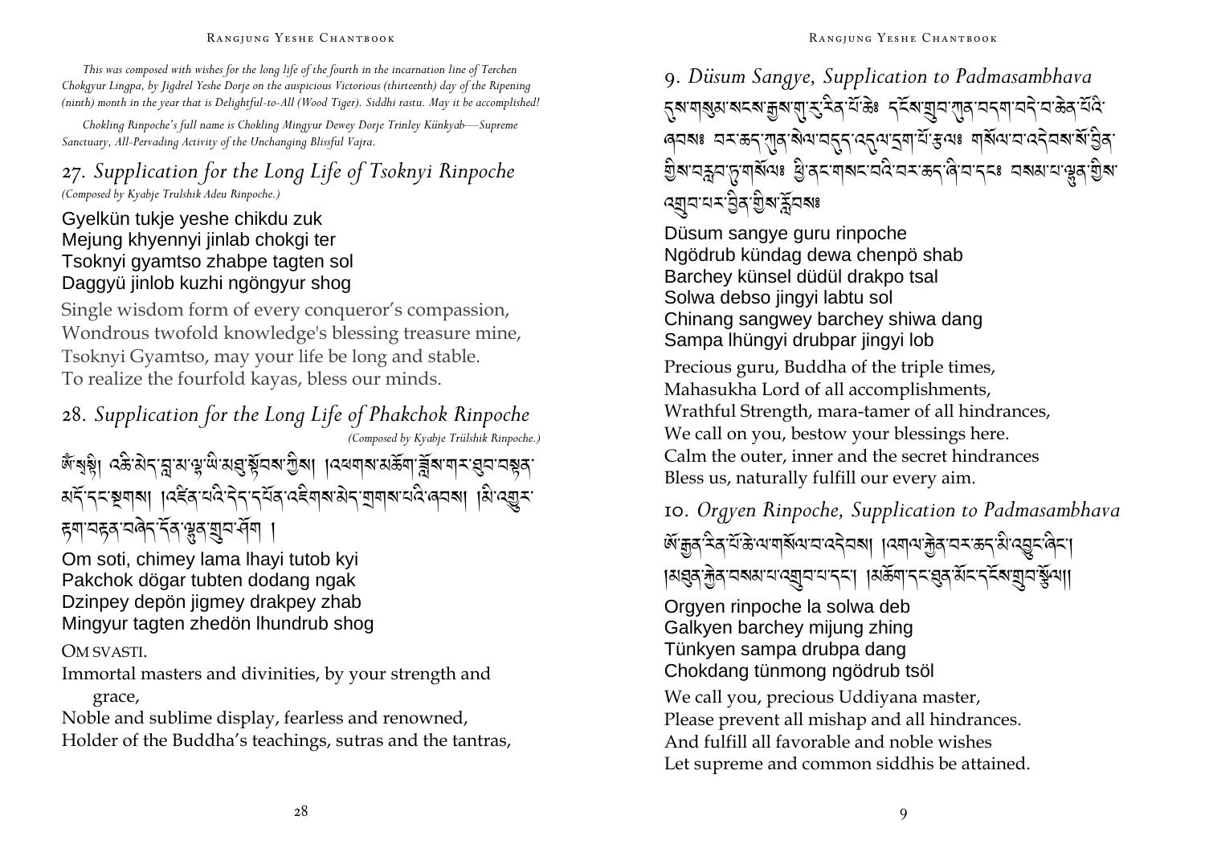*This was composed with wishes for the long life of the fourth in the incarnation line of Terchen Chokgyur Lingpa, by Jigdrel Yeshe Dorje on the auspicious Victorious (thirteenth) day of the Ripening (ninth) month in the year that is Delightful-to-All (Wood Tiger). Siddhi rastu. May it be accomplished!*

*Chokling Rinpoche's full name is Chokling Mingyur Dewey Dorje Trinley Künkyab—Supreme Sanctuary, All-Pervading Activity of the Unchanging Blissful Vajra.*

## 27. *Supplication for the Long Life of Tsoknyi Rinpoche*

*(Composed by Kyabje Trulshik Adeu Rinpoche.)*

Gyelkün tukje yeshe chikdu zuk
Mejung khyennyi jinlab chokgi ter
Tsoknyi gyamtso zhabpe tagten sol
Daggyü jinlob kuzhi ngöngyur shog

Single wisdom form of every conqueror's compassion,
Wondrous twofold knowledge's blessing treasure mine,
Tsoknyi Gyamtso, may your life be long and stable.
To realize the fourfold kayas, bless our minds.

## 28. *Supplication for the Long Life of Phakchok Rinpoche*

*(Composed by Kyabje Trülshik Rinpoche.)*

ཨོཾ་སྭསྟི། འཆི་མེད་བླ་མ་ལྷ་ཡི་མཐུ་སྟོབས་ཀྱིས། །འཕགས་མཆོག་བློ་གར་ཐུབ་བསྟན་མདོ་དང་སྔགས། །འཛིན་པའི་དེ་དཔོན་འཇིགས་མེད་གྲགས་པའི་ཞབས། །མི་འགྱུར་རྟག་བརྟན་བཞེད་དོན་ལྷུན་གྲུབ་ཤོག །

Om soti, chimey lama lhayi tutob kyi
Pakchok dögar tubten dodang ngak
Dzinpey depön jigmey drakpey zhab
Mingyur tagten zhedön lhundrub shog

OM SVASTI.

Immortal masters and divinities, by your strength and grace,
Noble and sublime display, fearless and renowned,
Holder of the Buddha's teachings, sutras and the tantras,

## 9. *Düsum Sangye, Supplication to Padmasambhava*

དུས་གསུམ་སངས་རྒྱས་གུ་རུ་རིན་པོ་ཆེ༔ དངོས་གྲུབ་ཀུན་བདག་བདེ་བ་ཆེན་པོའི་ཞབས༔ བར་ཆད་ཀུན་སེལ་བདུད་འདུལ་དྲག་པོ་རྩལ༔ གསོལ་བ་འདེབས་སོ་བྱིན་གྱིས་བརླབ་ཏུ་གསོལ༔ ཕྱི་ནང་གསང་བའི་བར་ཆད་ཞི་བ་དང༔ བསམ་པ་ལྷུན་གྱིས་འགྲུབ་པར་བྱིན་གྱིས་རློབས༔

Düsum sangye guru rinpoche
Ngödrub kündag dewa chenpö shab
Barchey künsel düdül drakpo tsal
Solwa debso jingyi labtu sol
Chinang sangwey barchey shiwa dang
Sampa lhüngyi drubpar jingyi lob

Precious guru, Buddha of the triple times,
Mahasukha Lord of all accomplishments,
Wrathful Strength, mara-tamer of all hindrances,
We call on you, bestow your blessings here.
Calm the outer, inner and the secret hindrances
Bless us, naturally fulfill our every aim.

## 10. *Orgyen Rinpoche, Supplication to Padmasambhava*

ཨོ་རྒྱན་རིན་པོ་ཆེ་ལ་གསོལ་བ་འདེབས། །འགལ་རྐྱེན་བར་ཆད་མི་འབྱུང་ཞིང་། །མཐུན་རྐྱེན་བསམ་པ་འགྲུབ་པ་དང་། །མཆོག་དང་ཐུན་མོང་དངོས་གྲུབ་སྩོལ།།

Orgyen rinpoche la solwa deb
Galkyen barchey mijung zhing
Tünkyen sampa drubpa dang
Chokdang tünmong ngödrub tsöl

We call you, precious Uddiyana master,
Please prevent all mishap and all hindrances.
And fulfill all favorable and noble wishes
Let supreme and common siddhis be attained.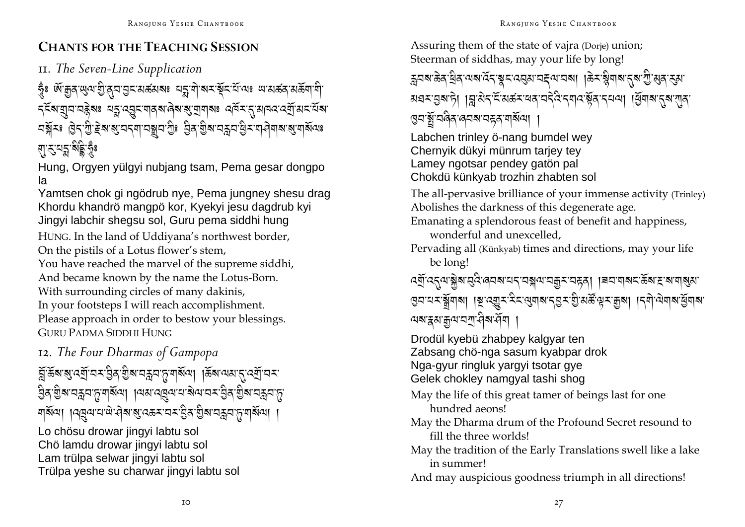## Chants for the Teaching Session

### 11. *The Seven-Line Supplication*

ཧཱུྃ༔ ཨོ་རྒྱན་ཡུལ་གྱི་ནུབ་བྱང་མཚམས༔ པདྨ་གེ་སར་སྡོང་པོ་ལ༔ ཡ་མཚན་མཆོག་གི་དངོས་གྲུབ་བརྙེས༔ པདྨ་འབྱུང་གནས་ཞེས་སུ་གྲགས༔ འཁོར་དུ་མཁའ་འགྲོ་མང་པོས་བསྐོར༔ ཁྱེད་ཀྱི་རྗེས་སུ་བདག་བསྒྲུབ་ཀྱིས༔ བྱིན་གྱིས་བརླབ་ཕྱིར་གཤེགས་སུ་གསོལ༔ གུ་རུ་པདྨ་སིདྡྷི་ཧཱུྃ༔

Hung, Orgyen yülgyi nubjang tsam, Pema gesar dongpo la
Yamtsen chok gi ngödrub nye, Pema jungney shesu drag
Khordu khandrö mangpö kor, Kyekyi jesu dagdrub kyi
Jingyi labchir shegsu sol, Guru pema siddhi hung

HUNG. In the land of Uddiyana's northwest border,
On the pistils of a Lotus flower's stem,
You have reached the marvel of the supreme siddhi,
And became known by the name the Lotus-Born.
With surrounding circles of many dakinis,
In your footsteps I will reach accomplishment.
Please approach in order to bestow your blessings.
GURU PADMA SIDDHI HUNG

### 12. *The Four Dharmas of Gampopa*

བློ་ཆོས་སུ་འགྲོ་བར་བྱིན་གྱིས་བརླབ་ཏུ་གསོལ། །ཆོས་ལམ་དུ་འགྲོ་བར་བྱིན་གྱིས་བརླབ་ཏུ་གསོལ། །ལམ་འཁྲུལ་པ་སེལ་བར་བྱིན་གྱིས་བརླབ་ཏུ་གསོལ། །འཁྲུལ་པ་ཡེ་ཤེས་སུ་འཆར་བར་བྱིན་གྱིས་བརླབ་ཏུ་གསོལ། །

Lo chösu drowar jingyi labtu sol
Chö lamdu drowar jingyi labtu sol
Lam trülpa selwar jingyi labtu sol
Trülpa yeshe su charwar jingyi labtu sol

Assuring them of the state of vajra (Dorje) union;
Steerman of siddhas, may your life by long!

རླབས་ཆེན་ཕྲིན་ལས་འོད་སྣང་འབུམ་བརྡལ་བས། །ཆེར་སྙིགས་དུས་ཀྱི་མུན་རུམ་མཐར་བྱས་ཏེ། །བླ་མེད་ངོ་མཚར་ཕན་བདེའི་དགའ་སྟོན་དཔལ། །ཕྱོགས་དུས་ཀུན་ཁྱབ་སྤྲོ་བཞིན་ཞབས་བརྟན་གསོལ། །

Labchen trinley ö-nang bumdel wey
Chernyik dükyi münrum tarjey tey
Lamey ngotsar pendey gatön pal
Chokdü künkyab trozhin zhabten sol

The all-pervasive brilliance of your immense activity (Trinley)
Abolishes the darkness of this degenerate age.
Emanating a splendorous feast of benefit and happiness, wonderful and unexcelled,
Pervading all (Künkyab) times and directions, may your life be long!

འགྲོ་འདུལ་སྐྱེས་བུའི་ཞབས་པད་བསྐལ་བརྒྱར་བརྟན། །ཟབ་གསང་ཆོས་ང་ས་གསུམ་ཁྱབ་པར་སྒྲོགས། །སྔ་འགྱུར་རིང་ལུགས་དབྱར་གྱི་མཚོ་ལྟར་རྒྱས། །དགེ་ལེགས་ཕྱོགས་ལས་རྣམ་རྒྱལ་བཀྲ་ཤིས་ཤོག །

Drodül kyebü zhabpey kalgyar ten
Zabsang chö-nga sasum kyabpar drok
Nga-gyur ringluk yargyi tsotar gye
Gelek chokley namgyal tashi shog

May the life of this great tamer of beings last for one hundred aeons!
May the Dharma drum of the Profound Secret resound to fill the three worlds!
May the tradition of the Early Translations swell like a lake in summer!
And may auspicious goodness triumph in all directions!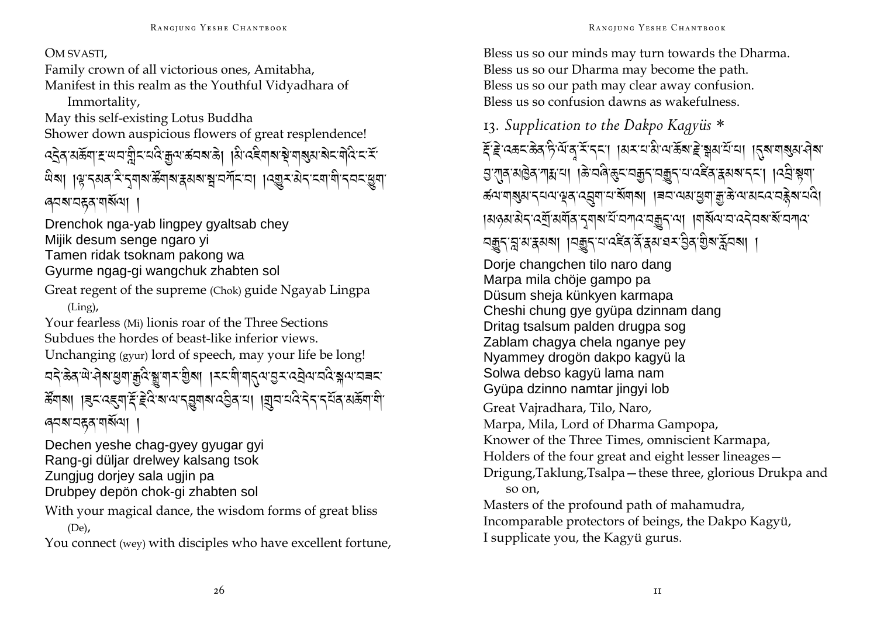OM SVASTI,
Family crown of all victorious ones, Amitabha,
Manifest in this realm as the Youthful Vidyadhara of Immortality,
May this self-existing Lotus Buddha
Shower down auspicious flowers of great resplendence!

འདྲེན་མཆོག་ཟ་ཡབ་གླིང་པའི་རྒྱལ་ཚབ་ཆེ། །མི་འཇིགས་སྡེ་གསུམ་སེང་གེའི་ང་རོ་ཡིས། །ལྟ་ངན་རི་དྭགས་ཚོགས་རྣམས་སྤ་བཀོང་བ། །འགྱུར་མེད་ངག་གི་དབང་ཕྱུག་ཞབས་བརྟན་གསོལ། །

Drenchok nga-yab lingpey gyaltsab chey
Mijik desum senge ngaro yi
Tamen ridak tsoknam pakong wa
Gyurme ngag-gi wangchuk zhabten sol

Great regent of the supreme (Chok) guide Ngayab Lingpa (Ling),
Your fearless (Mi) lionis roar of the Three Sections
Subdues the hordes of beast-like inferior views.
Unchanging (gyur) lord of speech, may your life be long!

བདེ་ཆེན་ཡེ་ཤེས་ཕྱག་རྒྱའི་སྒྱུ་གར་གྱིས། །རང་གི་གདུལ་བྱར་འབྲེལ་བའི་སྐལ་བཟང་ཚོགས། །ཟུང་འཇུག་རྡོ་རྗེའི་ས་ལ་དབུགས་འབྱིན་པ། །གྲུབ་པའི་དེ་དཔོན་མཆོག་གི་ཞབས་བརྟན་གསོལ། །

Dechen yeshe chag-gyey gyugar gyi
Rang-gi düljar drelwey kalsang tsok
Zungjug dorjey sala ugjin pa
Drubpey depön chok-gi zhabten sol

With your magical dance, the wisdom forms of great bliss (De),
You connect (wey) with disciples who have excellent fortune,

Bless us so our minds may turn towards the Dharma.
Bless us so our Dharma may become the path.
Bless us so our path may clear away confusion.
Bless us so confusion dawns as wakefulness.

## 13. *Supplication to the Dakpo Kagyüs* *

རྡོ་རྗེ་འཆང་ཆེན་ཏི་ལོ་ན་རོ་དང་། །མར་པ་མི་ལ་ཆོས་རྗེ་སྒམ་པོ་པ། །དུས་གསུམ་ཤེས་བྱ་ཀུན་མཁྱེན་ཀརྨ་པ། །ཆེ་བཞི་ཆུང་བརྒྱད་བརྒྱུད་པ་འཛིན་རྣམས་དང་། །འབྲི་སྟག་ཚལ་གསུམ་དཔལ་ལྡན་འབྲུག་པ་སོགས། །ཟབ་ལམ་ཕྱག་རྒྱ་ཆེ་ལ་མངའ་བརྙེས་པའི། །མཉམ་མེད་འགྲོ་མགོན་དྭགས་པོ་བཀའ་བརྒྱུད་ལ། །གསོལ་བ་འདེབས་སོ་བཀའ་བརྒྱུད་བླ་མ་རྣམས། །བརྒྱུད་པ་འཛིན་ནོ་རྣམ་ཐར་བྱིན་གྱིས་རློབས། །

Dorje changchen tilo naro dang
Marpa mila chöje gampo pa
Düsum sheja künkyen karmapa
Cheshi chung gye gyüpa dzinnam dang
Dritag tsalsum palden drugpa sog
Zablam chagya chela nganye pey
Nyammey drogön dakpo kagyü la
Solwa debso kagyü lama nam
Gyüpa dzinno namtar jingyi lob

Great Vajradhara, Tilo, Naro,
Marpa, Mila, Lord of Dharma Gampopa,
Knower of the Three Times, omniscient Karmapa,
Holders of the four great and eight lesser lineages—
Drigung,Taklung,Tsalpa—these three, glorious Drukpa and so on,
Masters of the profound path of mahamudra,
Incomparable protectors of beings, the Dakpo Kagyü,
I supplicate you, the Kagyü gurus.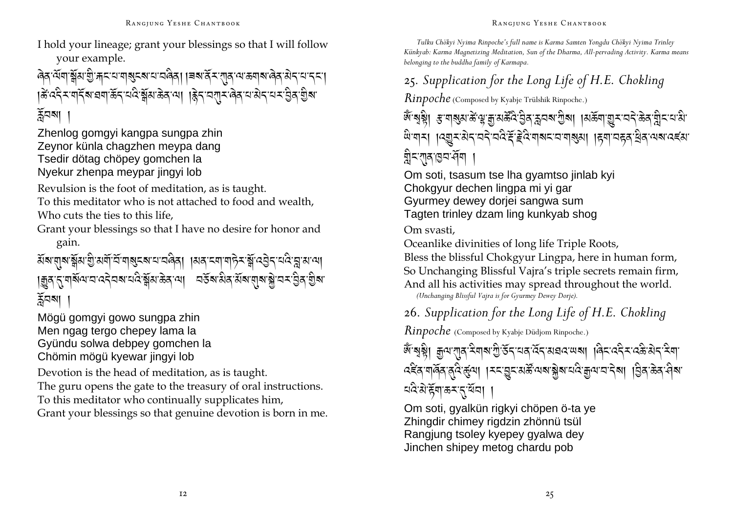I hold your lineage; grant your blessings so that I will follow your example.

ཞེན་ལོག་སྒོམ་གྱི་རྐང་པ་གསུངས་པ་བཞིན། །ཟས་ནོར་ཀུན་ལ་ཆགས་ཞེན་མེད་པ་དང་། །ཚེ་འདིར་གདོས་ཐག་ཆོད་པའི་སྒོམ་ཆེན་ལ། །སྙེད་བཀུར་ཞེན་པ་མེད་པར་བྱིན་གྱིས་རློབས། །

Zhenlog gomgyi kangpa sungpa zhin
Zeynor künla chagzhen meypa dang
Tsedir dötag chöpey gomchen la
Nyekur zhenpa meypar jingyi lob

Revulsion is the foot of meditation, as is taught.
To this meditator who is not attached to food and wealth,
Who cuts the ties to this life,
Grant your blessings so that I have no desire for honor and gain.

མོས་གུས་སྒོམ་གྱི་མགོ་བོ་གསུངས་པ་བཞིན། །མན་ངག་གཏེར་སྒོ་འབྱེད་པའི་བླ་མ་ལ། །རྒྱུན་དུ་གསོལ་བ་འདེབས་པའི་སྒོམ་ཆེན་ལ། བཅོས་མིན་མོས་གུས་སྐྱེ་བར་བྱིན་གྱིས་རློབས། །

Mögü gomgyi gowo sungpa zhin
Men ngag tergo chepey lama la
Gyündu solwa debpey gomchen la
Chömin mögü kyewar jingyi lob

Devotion is the head of meditation, as is taught.
The guru opens the gate to the treasury of oral instructions.
To this meditator who continually supplicates him,
Grant your blessings so that genuine devotion is born in me.

*Tulku Chökyi Nyima Rinpoche's full name is Karma Samten Yongdu Chökyi Nyima Trinley Künkyab: Karma Magnetizing Meditation, Sun of the Dharma, All-pervading Activity. Karma means belonging to the buddha family of Karmapa.*

## 25. *Supplication for the Long Life of H.E. Chokling Rinpoche* (Composed by Kyabje Trülshik Rinpoche.)

ༀ་སྭསྟི། རྩ་གསུམ་ཚེ་ལྷ་རྒྱ་མཚོའི་བྱིན་རླབས་ཀྱིས། །མཆོག་གྱུར་བདེ་ཆེན་གླིང་པ་མི་ཡི་གར། །འགྱུར་མེད་བདེ་བའི་རྡོ་རྗེའི་གསང་བ་གསུམ། །རྟག་བརྟན་ཕྲིན་ལས་འཛམ་གླིང་ཀུན་ཁྱབ་ཤོག །

Om soti, tsasum tse lha gyamtso jinlab kyi
Chokgyur dechen lingpa mi yi gar
Gyurmey dewey dorjei sangwa sum
Tagten trinley dzam ling kunkyab shog

Om svasti,
Oceanlike divinities of long life Triple Roots,
Bless the blissful Chokgyur Lingpa, here in human form,
So Unchanging Blissful Vajra's triple secrets remain firm,
And all his activities may spread throughout the world.
*(Unchanging Blissful Vajra is for Gyurmey Dewey Dorje).*

## 26. *Supplication for the Long Life of H.E. Chokling Rinpoche* (Composed by Kyabje Düdjom Rinpoche.)

ༀ་སྭསྟི། རྒྱལ་ཀུན་རིགས་ཀྱི་ཙོད་པན་འོད་མཐའ་ཡས། །ཞིང་འདིར་འཆི་མེད་རིག་འཛིན་གཞོན་ནུའི་ཚུལ། །རང་བྱུང་མཚོ་ལས་སྐྱེས་པའི་རྒྱལ་བ་དེས། །བྱིན་ཆེན་ཤིས་པའི་མེ་ཏོག་ཆར་དུ་ཕོབ། །

Om soti, gyalkün rigkyi chöpen ö-ta ye
Zhingdir chimey rigdzin zhönnü tsül
Rangjung tsoley kyepey gyalwa dey
Jinchen shipey metog chardu pob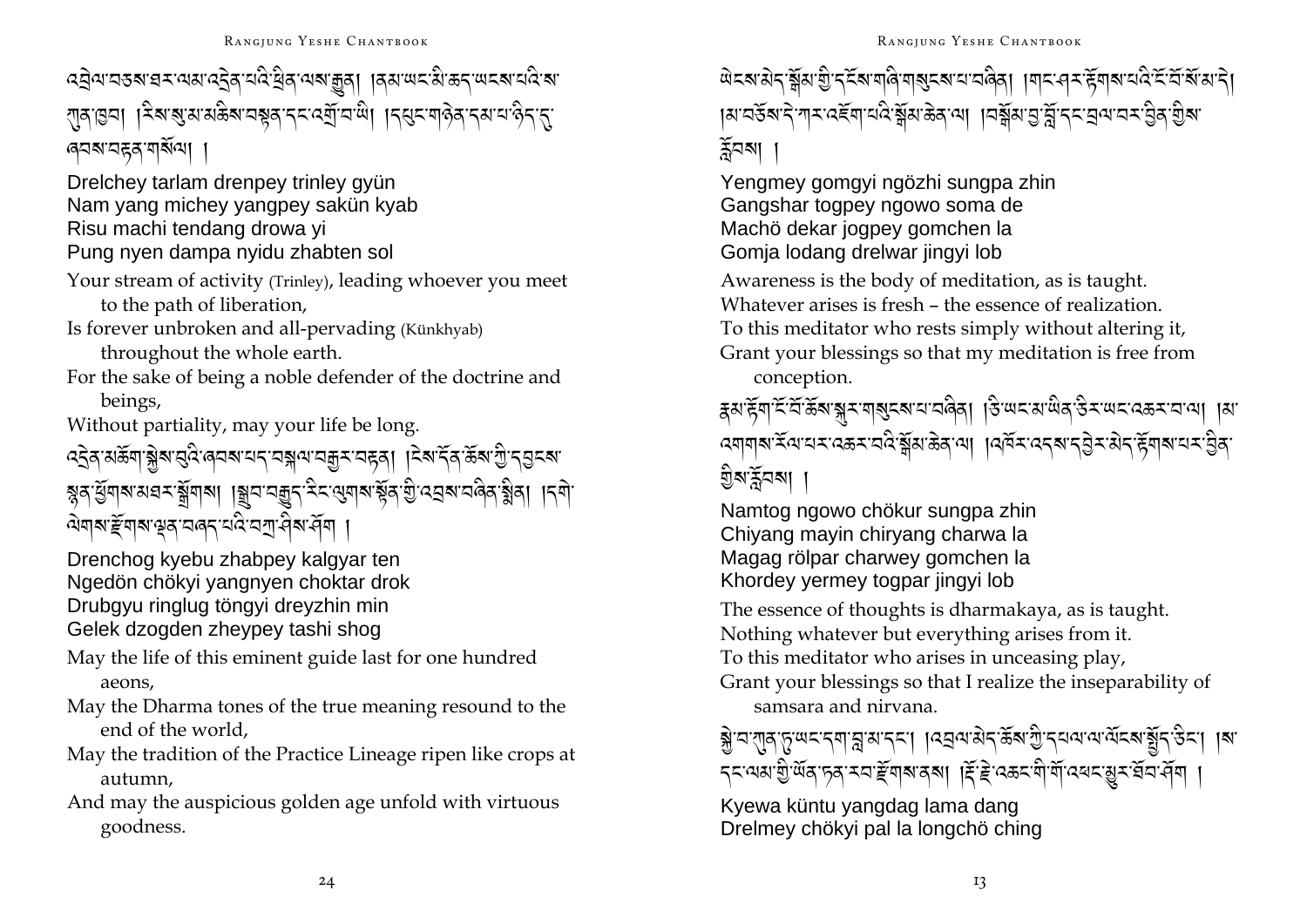འཕྲིན་བཅས་ཐར་ལམ་འདྲེན་པའི་ཕྲིན་ལས་རྒྱུན། །རྣམ་ཡང་མི་ཆད་ཡངས་པའི་ས་ཀུན་ཁྱབ། །རིས་སུ་མ་ཆེས་བསྟན་དང་འགྲོ་བ་ཡི། །དཔུང་གཉེན་དམ་པ་ཉིད་དུ་ཞབས་བརྟན་གསོལ། །

Drelchey tarlam drenpey trinley gyün
Nam yang michey yangpey sakün kyab
Risu machi tendang drowa yi
Pung nyen dampa nyidu zhabten sol

Your stream of activity (Trinley), leading whoever you meet to the path of liberation,
Is forever unbroken and all-pervading (Künkhyab) throughout the whole earth.
For the sake of being a noble defender of the doctrine and beings,
Without partiality, may your life be long.

འདྲེན་མཆོག་སྐྱེས་བུའི་ཞབས་པད་བསྐལ་བརྒྱར་བརྟན། །ངེས་དོན་ཆོས་ཀྱི་དབྱངས་སྙན་ཕྱོགས་མཐར་སྒྲོགས། །སྒྲུབ་བརྒྱུད་རིང་ལུགས་སྟོན་གྱི་འབྲས་བཞིན་སྨིན། །དགེ་ལེགས་རྫོགས་ལྡན་བཞད་པའི་བཀྲ་ཤིས་ཤོག །

Drenchog kyebu zhabpey kalgyar ten
Ngedön chökyi yangnyen choktar drok
Drubgyu ringlug töngyi dreyzhin min
Gelek dzogden zheypey tashi shog

May the life of this eminent guide last for one hundred aeons,
May the Dharma tones of the true meaning resound to the end of the world,
May the tradition of the Practice Lineage ripen like crops at autumn,
And may the auspicious golden age unfold with virtuous goodness.

ཡེངས་མེད་སྒོམ་གྱི་ངོ་བོ་གཞི་གསུངས་པ་བཞིན། །གང་ཤར་རྟོགས་པའི་ངོ་བོ་སོ་མ་དེ། །མ་བཅོས་དེ་ཀར་འཇོག་པའི་སྒོམ་ཆེན་ལ། །བསྒོམ་བྱ་བློ་དང་བྲལ་བར་བྱིན་གྱིས་རློབས། །

Yengmey gomgyi ngözhi sungpa zhin
Gangshar togpey ngowo soma de
Machö dekar jogpey gomchen la
Gomja lodang drelwar jingyi lob

Awareness is the body of meditation, as is taught.
Whatever arises is fresh – the essence of realization.
To this meditator who rests simply without altering it,
Grant your blessings so that my meditation is free from conception.

རྣམ་རྟོག་ངོ་བོ་ཆོས་སྐུར་གསུངས་པ་བཞིན། །ཅི་ཡང་མ་ཡིན་ཅིར་ཡང་འཆར་བ་ལ། །མ་འགག་རོལ་པར་འཆར་བའི་སྒོམ་ཆེན་ལ། །འཁོར་འདས་དབྱེར་མེད་རྟོགས་པར་བྱིན་གྱིས་རློབས། །

Namtog ngowo chökur sungpa zhin
Chiyang mayin chiryang charwa la
Magag rölpar charwey gomchen la
Khordey yermey togpar jingyi lob

The essence of thoughts is dharmakaya, as is taught.
Nothing whatever but everything arises from it.
To this meditator who arises in unceasing play,
Grant your blessings so that I realize the inseparability of samsara and nirvana.

སྐྱེ་བ་ཀུན་ཏུ་ཡང་དག་བླ་མ་དང་། །འབྲལ་མེད་ཆོས་ཀྱི་དཔལ་ལ་ལོངས་སྤྱོད་ཅིང་། །ས་དང་ལམ་གྱི་ཡོན་ཏན་རབ་རྫོགས་ནས། །རྡོ་རྗེ་འཆང་གི་གོ་འཕང་མྱུར་ཐོབ་ཤོག །

Kyewa küntu yangdag lama dang
Drelmey chökyi pal la longchö ching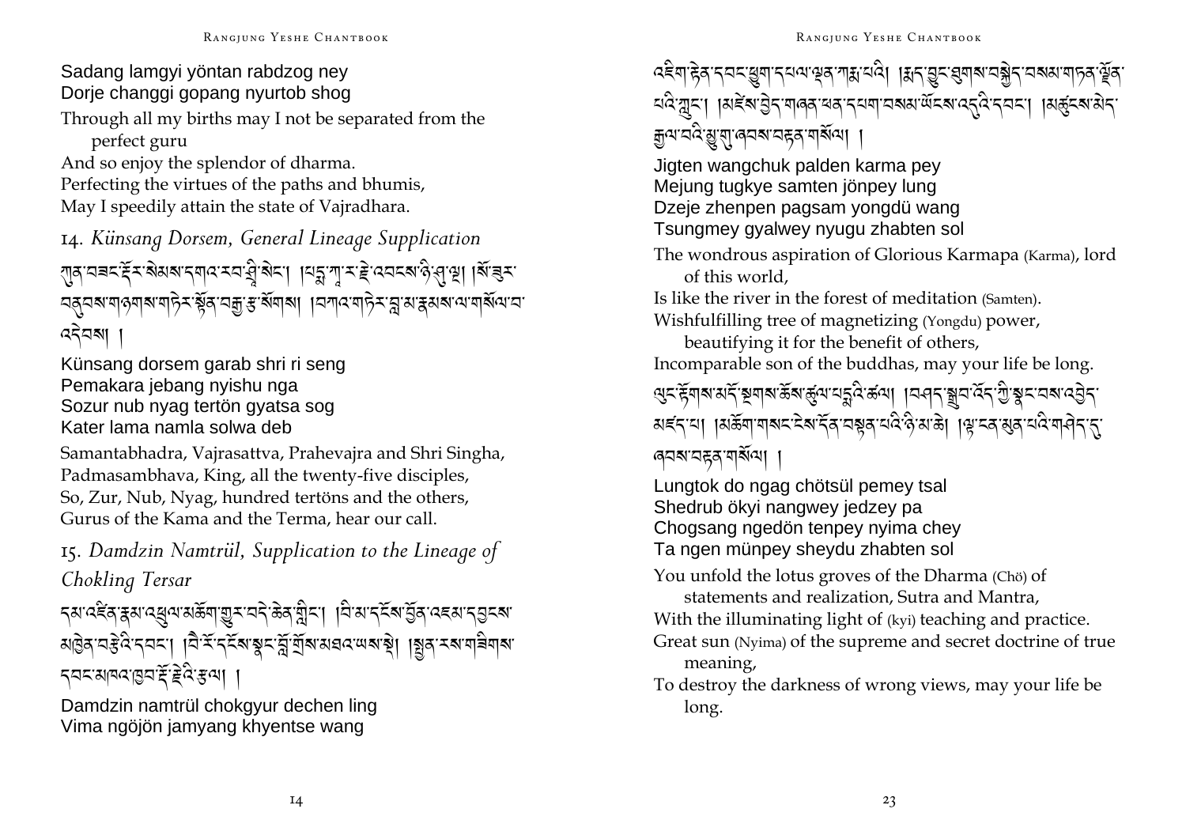Sadang lamgyi yöntan rabdzog ney
Dorje changgi gopang nyurtob shog

Through all my births may I not be separated from the perfect guru
And so enjoy the splendor of dharma.
Perfecting the virtues of the paths and bhumis,
May I speedily attain the state of Vajradhara.

## 14. *Künsang Dorsem, General Lineage Supplication*

ཀུན་བཟང་རྡོར་སེམས་དགའ་རབ་ཤྲཱི་སེང་། །པདྨ་ཀ་ར་རྗེ་འབངས་ཉི་ཤུ་ལྔ། །སོ་ཟུར་བནུབས་གཉགས་གཏེར་སྟོན་བརྒྱ་རྩ་སོགས། །བཀའ་གཏེར་བླ་མ་རྣམས་ལ་གསོལ་བ་འདེབས། །

Künsang dorsem garab shri ri seng
Pemakara jebang nyishu nga
Sozur nub nyak tertön gyatsa sog
Kater lama namla solwa deb

Samantabhadra, Vajrasattva, Prahevajra and Shri Singha,
Padmasambhava, King, all the twenty-five disciples,
So, Zur, Nub, Nyag, hundred tertöns and the others,
Gurus of the Kama and the Terma, hear our call.

## 15. *Damdzin Namtrül, Supplication to the Lineage of Chokling Tersar*

དམ་འཛིན་རྣམ་འཕྲུལ་མཆོག་གྱུར་བདེ་ཆེན་གླིང་། །བི་མ་དངོས་སྤྲོན་འཇམ་དབྱངས་མཁྱེན་བརྩེའི་དབང་། །བཻ་རོ་དངོས་སྣང་བློ་གྲོས་མཐའ་ཡས་སྲེ། །སྒྱུན་རས་གཟིགས་དབང་མཁའ་ཁྱབ་རྡོ་རྗེའི་རྩལ། །

Damdzin namtrül chokgyur dechen ling
Vima ngöjön jamyang khyentse wang

འཇིག་རྟེན་དབང་ཕྱུག་དཔལ་ལྡན་ཀརྨ་པའི། །སྨོན་བྱུང་ཐུགས་བསྐྱེད་བསམ་གཏན་ལྗོན་པའི་ལྗུང་། །མཛེས་བྱེད་གཞན་ཕན་དཔག་བསམ་ཡོངས་འདུའི་དབང་། །མཚུངས་མེད་རྒྱལ་བའི་སྨྱུ་གུ་ཞབས་བརྟན་གསོལ། །

Jigten wangchuk palden karma pey
Mejung tugkye samten jönpey lung
Dzeje zhenpen pagsam yongdü wang
Tsungmey gyalwey nyugu zhabten sol

The wondrous aspiration of Glorious Karmapa (Karma), lord of this world,
Is like the river in the forest of meditation (Samten).
Wishfulfilling tree of magnetizing (Yongdu) power, beautifying it for the benefit of others,
Incomparable son of the buddhas, may your life be long.

ལུང་རྟོགས་མདོ་སྔགས་ཆོས་ཚུལ་པདྨའི་ཚལ། །བཤད་སྒྲུབ་འོད་ཀྱི་སྣང་བས་འབྱེད་མཛད་པ། །མཆོག་གསང་ངེས་དོན་བསྟན་པའི་ཉི་མ་ཆེ། །ལྟ་ངན་མུན་པའི་གཤེད་དུ་ཞབས་བརྟན་གསོལ། །

Lungtok do ngag chötsül pemey tsal
Shedrub ökyi nangwey jedzey pa
Chogsang ngedön tenpey nyima chey
Ta ngen münpey sheydu zhabten sol

You unfold the lotus groves of the Dharma (Chö) of statements and realization, Sutra and Mantra,
With the illuminating light of (kyi) teaching and practice.
Great sun (Nyima) of the supreme and secret doctrine of true meaning,
To destroy the darkness of wrong views, may your life be long.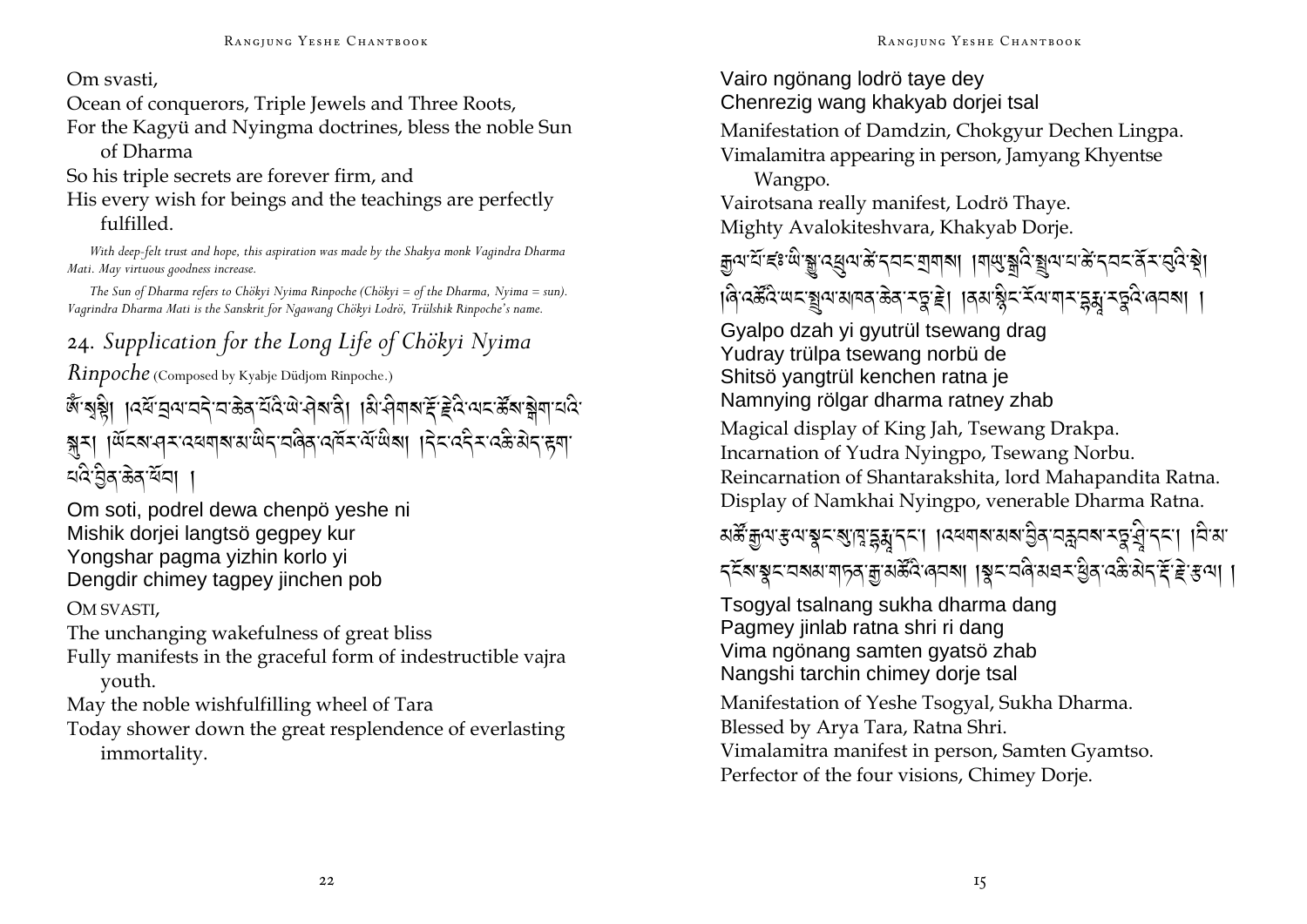Om svasti,

Ocean of conquerors, Triple Jewels and Three Roots,
For the Kagyü and Nyingma doctrines, bless the noble Sun of Dharma
So his triple secrets are forever firm, and
His every wish for beings and the teachings are perfectly fulfilled.

*With deep-felt trust and hope, this aspiration was made by the Shakya monk Vagindra Dharma Mati. May virtuous goodness increase.*

*The Sun of Dharma refers to Chökyi Nyima Rinpoche (Chökyi = of the Dharma, Nyima = sun). Vagrindra Dharma Mati is the Sanskrit for Ngawang Chökyi Lodrö, Trülshik Rinpoche's name.*

## 24. *Supplication for the Long Life of Chökyi Nyima Rinpoche* (Composed by Kyabje Düdjom Rinpoche.)

ཨོཾ་སྭསྟི། །འཕོ་བྲལ་བདེ་བ་ཆེན་པོའི་ཡེ་ཤེས་ནི། །མི་ཤིགས་རྡོ་རྗེའི་ལང་ཚོས་སྒེག་པའི་སྐུར། །ཡོངས་ཤར་འཕགས་མ་ཡིད་བཞིན་འཁོར་ལོ་ཡིས། །དེང་འདིར་འཆི་མེད་རྟག་པའི་བྱིན་ཆེན་ཕོབ། །

Om soti, podrel dewa chenpö yeshe ni
Mishik dorjei langtsö gegpey kur
Yongshar pagma yizhin korlo yi
Dengdir chimey tagpey jinchen pob

OM SVASTI,

The unchanging wakefulness of great bliss
Fully manifests in the graceful form of indestructible vajra youth.
May the noble wishfulfilling wheel of Tara
Today shower down the great resplendence of everlasting immortality.

Vairo ngönang lodrö taye dey
Chenrezig wang khakyab dorjei tsal

Manifestation of Damdzin, Chokgyur Dechen Lingpa.
Vimalamitra appearing in person, Jamyang Khyentse Wangpo.
Vairotsana really manifest, Lodrö Thaye.
Mighty Avalokiteshvara, Khakyab Dorje.

རྒྱལ་པོ་ཛཿ་ཡི་སྒྱུ་འཕྲུལ་ཚེ་དབང་གྲགས། །གཡུ་སྒྲའི་སྤྲུལ་པ་ཚེ་དབང་ནོར་བུའི་སྡེ། །ཞི་འཚོའི་ཡང་སྤྲུལ་མཁན་ཆེན་རཏྣ་རྗེ། །ནམ་སྙིང་རོལ་གར་དྷརྨ་རཏྣའི་ཞབས། །

Gyalpo dzah yi gyutrül tsewang drag
Yudray trülpa tsewang norbü de
Shitsö yangtrül kenchen ratna je
Namnying rölgar dharma ratney zhab

Magical display of King Jah, Tsewang Drakpa.
Incarnation of Yudra Nyingpo, Tsewang Norbu.
Reincarnation of Shantarakshita, lord Mahapandita Ratna.
Display of Namkhai Nyingpo, venerable Dharma Ratna.

མཚོ་རྒྱལ་རྩལ་སྣང་སུ་ཁ་དྷརྨ་དང་། །འཕགས་མས་བྱིན་བརླབས་རཏྣ་ཤྲཱི་དང་། །བི་མ་དངོས་སྣང་བསམ་གཏན་རྒྱ་མཚོའི་ཞབས། །སྣང་བཞི་མཐར་ཕྱིན་འཆི་མེད་རྡོ་རྗེ་རྩལ། །

Tsogyal tsalnang sukha dharma dang
Pagmey jinlab ratna shri ri dang
Vima ngönang samten gyatsö zhab
Nangshi tarchin chimey dorje tsal

Manifestation of Yeshe Tsogyal, Sukha Dharma.
Blessed by Arya Tara, Ratna Shri.
Vimalamitra manifest in person, Samten Gyamtso.
Perfector of the four visions, Chimey Dorje.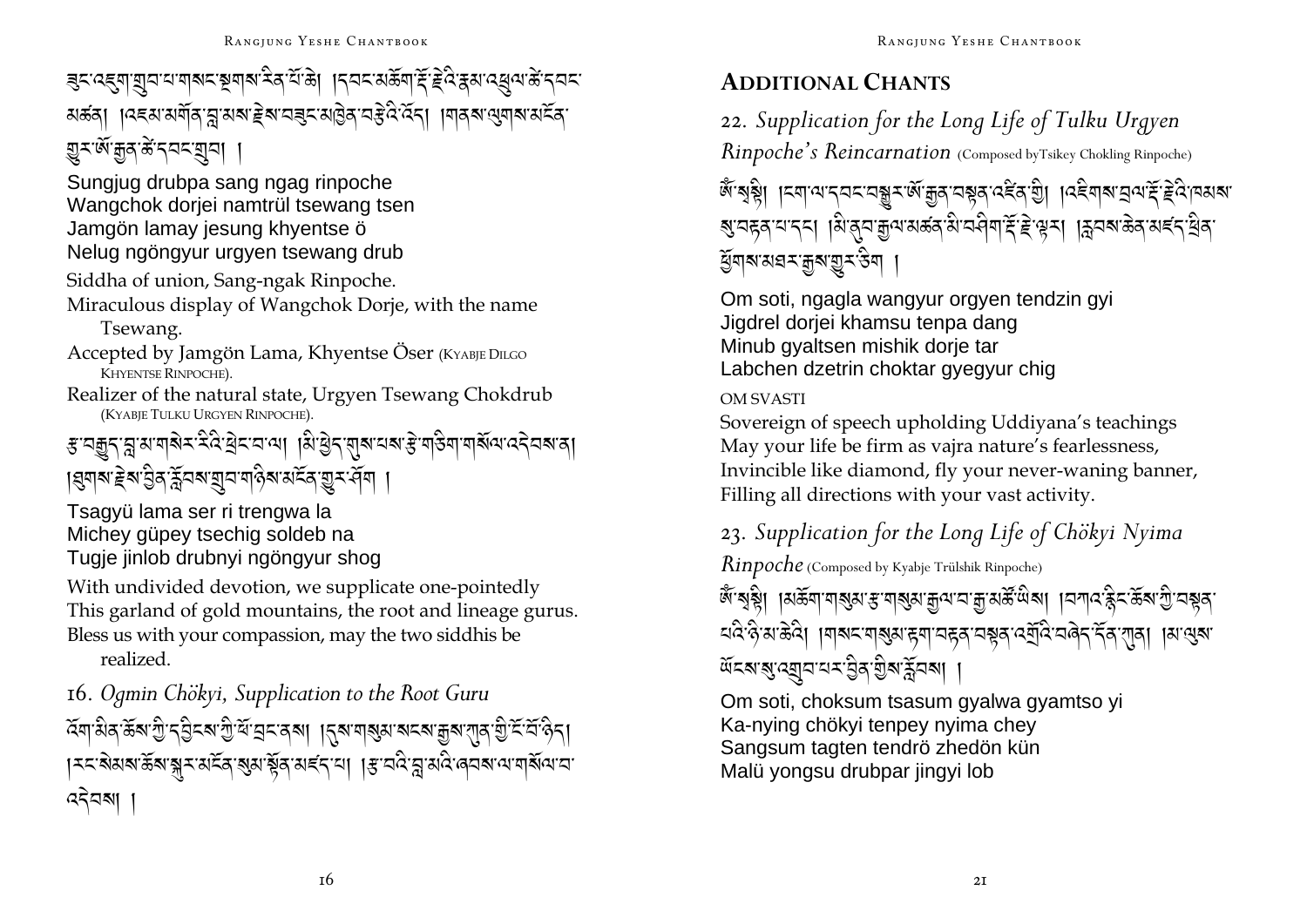ཟུང་འཇུག་གྲུབ་པ་གསང་སྔགས་རིན་པོ་ཆེ། །དབང་མཆོག་རྡོ་རྗེའི་རྣམ་འཕྲུལ་ཚེ་དབང་མཚན། །འཇམ་མགོན་བླ་མས་རྗེས་བཟུང་མཁྱེན་བརྩེའི་འོད། །གནས་ལུགས་མངོན་གྱུར་ཨོ་རྒྱན་ཚེ་དབང་གྲུབ། །

Sungjug drubpa sang ngag rinpoche
Wangchok dorjei namtrül tsewang tsen
Jamgön lamay jesung khyentse ö
Nelug ngöngyur urgyen tsewang drub

Siddha of union, Sang-ngak Rinpoche.
Miraculous display of Wangchok Dorje, with the name Tsewang.
Accepted by Jamgön Lama, Khyentse Öser (Kyabje Dilgo Khyentse Rinpoche).
Realizer of the natural state, Urgyen Tsewang Chokdrub (Kyabje Tulku Urgyen Rinpoche).

རྩ་བརྒྱུད་བླ་མ་གསེར་རིའི་ཕྲེང་བ་ལ། །མི་ཕྱེད་གུས་པས་རྩེ་གཅིག་གསོལ་འདེབས་ན། །ཐུགས་རྗེས་བྱིན་རློབས་གྲུབ་གཉིས་མངོན་གྱུར་ཤོག །

Tsagyü lama ser ri trengwa la
Michey güpey tsechig soldeb na
Tugje jinlob drubnyi ngöngyur shog

With undivided devotion, we supplicate one-pointedly
This garland of gold mountains, the root and lineage gurus.
Bless us with your compassion, may the two siddhis be realized.

## 16. *Ogmin Chökyi, Supplication to the Root Guru*

འོག་མིན་ཆོས་ཀྱི་དབྱིངས་ཀྱི་ཕོ་བྲང་ནས། །དུས་གསུམ་སངས་རྒྱས་ཀུན་གྱི་ངོ་བོ་ཉིད། །རང་སེམས་ཆོས་སྐུར་མངོན་སུམ་སྟོན་མཛད་པ། །རྩ་བའི་བླ་མའི་ཞབས་ལ་གསོལ་བ་འདེབས། །

# Additional Chants

## 22. *Supplication for the Long Life of Tulku Urgyen Rinpoche's Reincarnation* (Composed by Tsikey Chokling Rinpoche)

ཨོཾ་སྭསྟི། །ངག་ལ་དབང་བསྒྱུར་ཨོ་རྒྱན་བསྟན་འཛིན་གྱི། །འཇིགས་བྲལ་རྡོ་རྗེའི་ཁམས་སུ་བརྟན་པ་དང་། །མི་ནུབ་རྒྱལ་མཚན་མི་ཤིགས་རྡོ་རྗེ་ལྟར། །ལྡབས་ཆེན་མཛད་ཕྲིན་ཕྱོགས་མཐར་རྒྱས་གྱུར་ཅིག །

Om soti, ngagla wangyur orgyen tendzin gyi
Jigdrel dorjei khamsu tenpa dang
Minub gyaltsen mishik dorje tar
Labchen dzetrin choktar gyegyur chig

OM SVASTI
Sovereign of speech upholding Uddiyana's teachings
May your life be firm as vajra nature's fearlessness,
Invincible like diamond, fly your never-waning banner,
Filling all directions with your vast activity.

## 23. *Supplication for the Long Life of Chökyi Nyima Rinpoche* (Composed by Kyabje Trülshik Rinpoche)

ཨོཾ་སྭསྟི། །མཆོག་གསུམ་རྩ་གསུམ་རྒྱལ་བ་རྒྱ་མཚོ་ཡིས། །བཀའ་རྙིང་ཆོས་ཀྱི་བསྟན་པའི་ཉི་མ་ཆེའི། །གསང་གསུམ་རྟག་བརྟན་བསྟན་འགྲོའི་བཞེད་དོན་ཀུན། །མ་ལུས་ཡོངས་སུ་འགྲུབ་པར་བྱིན་གྱིས་རློབས། །

Om soti, choksum tsasum gyalwa gyamtso yi
Ka-nying chökyi tenpey nyima chey
Sangsum tagten tendrö zhedön kün
Malü yongsu drubpar jingyi lob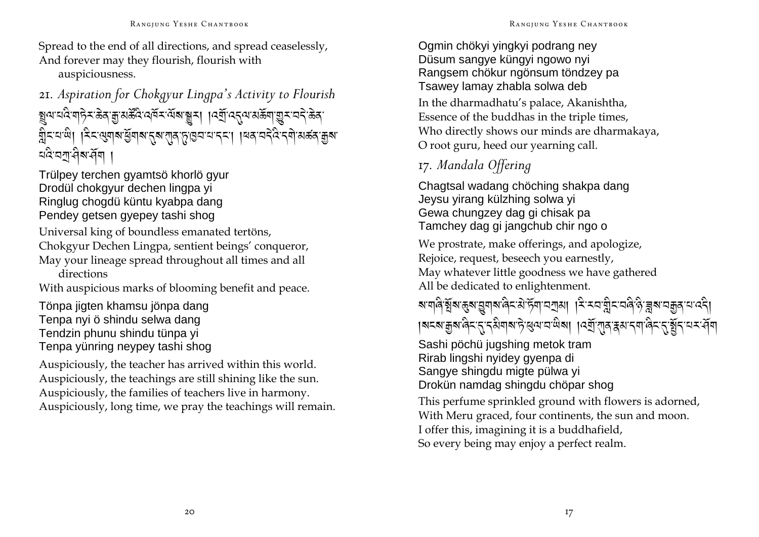Spread to the end of all directions, and spread ceaselessly,
And forever may they flourish, flourish with auspiciousness.

## 21. *Aspiration for Chokgyur Lingpa's Activity to Flourish*

སྤྲུལ་པའི་གཏེར་ཆེན་རྒྱ་མཚོའི་འཁོར་ལོས་སྒྱུར། །འགྲོ་འདུལ་མཆོག་གྱུར་བདེ་ཆེན་གླིང་པ་ཡི། །རིང་ལུགས་ཕྱོགས་དུས་ཀུན་ཏུ་ཁྱབ་པ་དང་། །ཕན་བདེའི་དགེ་མཚན་རྒྱས་པའི་བཀྲ་ཤིས་ཤོག །

Trülpey terchen gyamtsö khorlö gyur
Drodül chokgyur dechen lingpa yi
Ringlug chogdü küntu kyabpa dang
Pendey getsen gyepey tashi shog

Universal king of boundless emanated tertöns,
Chokgyur Dechen Lingpa, sentient beings' conqueror,
May your lineage spread throughout all times and all directions
With auspicious marks of blooming benefit and peace.

Tönpa jigten khamsu jönpa dang
Tenpa nyi ö shindu selwa dang
Tendzin phunu shindu tünpa yi
Tenpa yünring neypey tashi shog

Auspiciously, the teacher has arrived within this world.
Auspiciously, the teachings are still shining like the sun.
Auspiciously, the families of teachers live in harmony.
Auspiciously, long time, we pray the teachings will remain.

Ogmin chökyi yingkyi podrang ney
Düsum sangye küngyi ngowo nyi
Rangsem chökur ngönsum töndzey pa
Tsawey lamay zhabla solwa deb

In the dharmadhatu's palace, Akanishtha,
Essence of the buddhas in the triple times,
Who directly shows our minds are dharmakaya,
O root guru, heed our yearning call.

## 17. *Mandala Offering*

Chagtsal wadang chöching shakpa dang
Jeysu yirang külzhing solwa yi
Gewa chungzey dag gi chisak pa
Tamchey dag gi jangchub chir ngo o

We prostrate, make offerings, and apologize,
Rejoice, request, beseech you earnestly,
May whatever little goodness we have gathered
All be dedicated to enlightenment.

ས་གཞི་སྤོས་ཆུས་བྱུགས་ཤིང་མེ་ཏོག་བཀྲམ། །རི་རབ་གླིང་བཞི་ཉི་ཟླས་བརྒྱན་པ་འདི། །སངས་རྒྱས་ཞིང་དུ་དམིགས་ཏེ་ཕུལ་བ་ཡིས། །འགྲོ་ཀུན་རྣམ་དག་ཞིང་དུ་སྤྱོད་པར་ཤོག

Sashi pöchü jugshing metok tram
Rirab lingshi nyidey gyenpa di
Sangye shingdu migte pülwa yi
Drokün namdag shingdu chöpar shog

This perfume sprinkled ground with flowers is adorned,
With Meru graced, four continents, the sun and moon.
I offer this, imagining it is a buddhafield,
So every being may enjoy a perfect realm.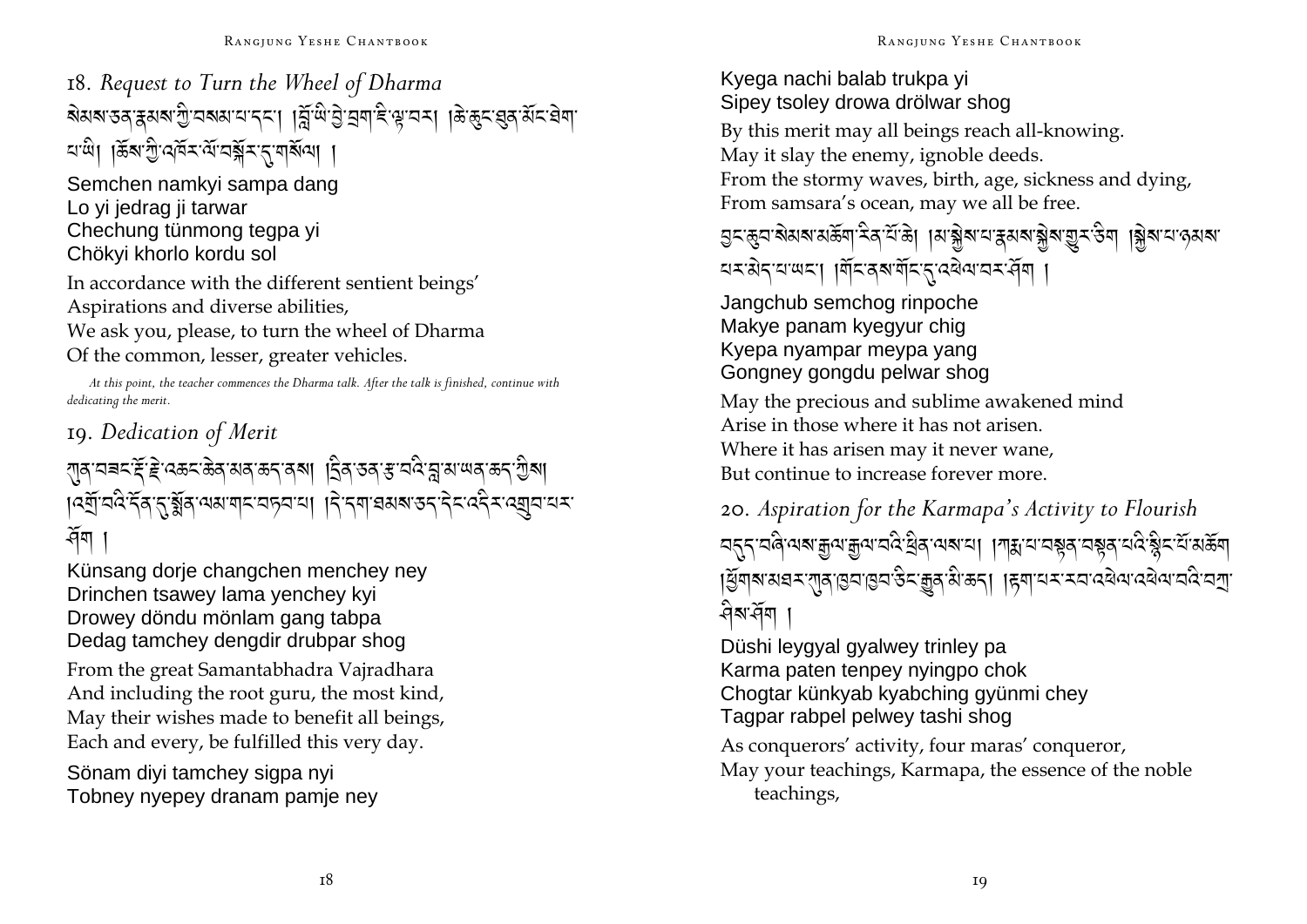## 18. *Request to Turn the Wheel of Dharma*

སེམས་ཅན་རྣམས་ཀྱི་བསམ་པ་དང་། །བློ་ཡི་བྱེ་བྲག་ཇི་ལྟ་བར། །ཆེ་ཆུང་ཐུན་མོང་ཐེག་པ་ཡི། །ཆོས་ཀྱི་འཁོར་ལོ་བསྐོར་དུ་གསོལ། །

Semchen namkyi sampa dang
Lo yi jedrag ji tarwar
Chechung tünmong tegpa yi
Chökyi khorlo kordu sol

In accordance with the different sentient beings'
Aspirations and diverse abilities,
We ask you, please, to turn the wheel of Dharma
Of the common, lesser, greater vehicles.

*At this point, the teacher commences the Dharma talk. After the talk is finished, continue with dedicating the merit.*

## 19. *Dedication of Merit*

ཀུན་བཟང་རྡོ་རྗེ་འཆང་ཆེན་མན་ཆད་ནས། །དྲིན་ཅན་རྩ་བའི་བླ་མ་ཡན་ཆད་ཀྱིས། །འགྲོ་བའི་དོན་དུ་སྨོན་ལམ་གང་བཏབ་པ། །དེ་དག་ཐམས་ཅད་དེང་འདིར་འགྲུབ་པར་ཤོག །

Künsang dorje changchen menchey ney
Drinchen tsawey lama yenchey kyi
Drowey döndu mönlam gang tabpa
Dedag tamchey dengdir drubpar shog

From the great Samantabhadra Vajradhara
And including the root guru, the most kind,
May their wishes made to benefit all beings,
Each and every, be fulfilled this very day.

Sönam diyi tamchey sigpa nyi
Tobney nyepey dranam pamje ney
Kyega nachi balab trukpa yi
Sipey tsoley drowa drölwar shog

By this merit may all beings reach all-knowing.
May it slay the enemy, ignoble deeds.
From the stormy waves, birth, age, sickness and dying,
From samsara's ocean, may we all be free.

བྱང་ཆུབ་སེམས་མཆོག་རིན་པོ་ཆེ། །མ་སྐྱེས་པ་རྣམས་སྐྱེས་གྱུར་ཅིག །སྐྱེས་པ་ཉམས་པར་མེད་པ་ཡང་། །གོང་ནས་གོང་དུ་འཕེལ་བར་ཤོག །

Jangchub semchog rinpoche
Makye panam kyegyur chig
Kyepa nyampar meypa yang
Gongney gongdu pelwar shog

May the precious and sublime awakened mind
Arise in those where it has not arisen.
Where it has arisen may it never wane,
But continue to increase forever more.

## 20. *Aspiration for the Karmapa's Activity to Flourish*

བདུད་བཞི་ལས་རྒྱལ་རྒྱལ་བའི་ཕྲིན་ལས་པ། །ཀརྨ་པ་བསྟན་བསྟན་པའི་སྙིང་པོ་མཆོག །ཕྱོགས་མཐར་ཀུན་ཁྱབ་ཁྱབ་ཅིང་རྒྱུན་མི་ཆད། །རྟག་པར་རབ་འཕེལ་འཕེལ་བའི་བཀྲ་ཤིས་ཤོག །

Düshi leygyal gyalwey trinley pa
Karma paten tenpey nyingpo chok
Chogtar künkyab kyabching gyünmi chey
Tagpar rabpel pelwey tashi shog

As conquerors' activity, four maras' conqueror,
May your teachings, Karmapa, the essence of the noble teachings,